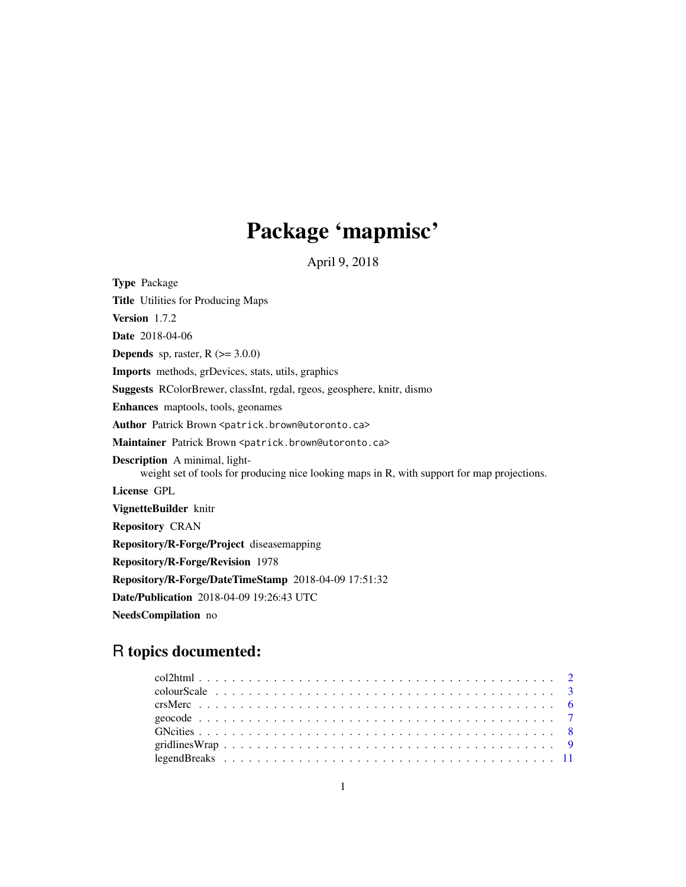# Package 'mapmisc'

April 9, 2018

**Type** Package

**Title** Utilities for Producing Maps

**Version** 1.7.2

**Date** 2018-04-06

**Depends** sp, raster, R (>= 3.0.0)

**Imports** methods, grDevices, stats, utils, graphics

**Suggests** RColorBrewer, classInt, rgdal, rgeos, geosphere, knitr, dismo

**Enhances** maptools, tools, geonames

**Author** Patrick Brown <patrick.brown@utoronto.ca>

**Maintainer** Patrick Brown <patrick.brown@utoronto.ca>

**Description** A minimal, light-weight set of tools for producing nice looking maps in R, with support for map projections.

**License** GPL

**VignetteBuilder** knitr

**Repository** CRAN

**Repository/R-Forge/Project** diseasemapping

**Repository/R-Forge/Revision** 1978

**Repository/R-Forge/DateTimeStamp** 2018-04-09 17:51:32

**Date/Publication** 2018-04-09 19:26:43 UTC

**NeedsCompilation** no

## R topics documented:

col2html . . . . . . . . . . . . . . . . . . . . . . . . . . . . . . . . . . . . . . . . . 2
colourScale . . . . . . . . . . . . . . . . . . . . . . . . . . . . . . . . . . . . . . . . 3
crsMerc . . . . . . . . . . . . . . . . . . . . . . . . . . . . . . . . . . . . . . . . . . 6
geocode . . . . . . . . . . . . . . . . . . . . . . . . . . . . . . . . . . . . . . . . . . 7
GNcities . . . . . . . . . . . . . . . . . . . . . . . . . . . . . . . . . . . . . . . . . 8
gridlinesWrap . . . . . . . . . . . . . . . . . . . . . . . . . . . . . . . . . . . . . . . 9
legendBreaks . . . . . . . . . . . . . . . . . . . . . . . . . . . . . . . . . . . . . . . 11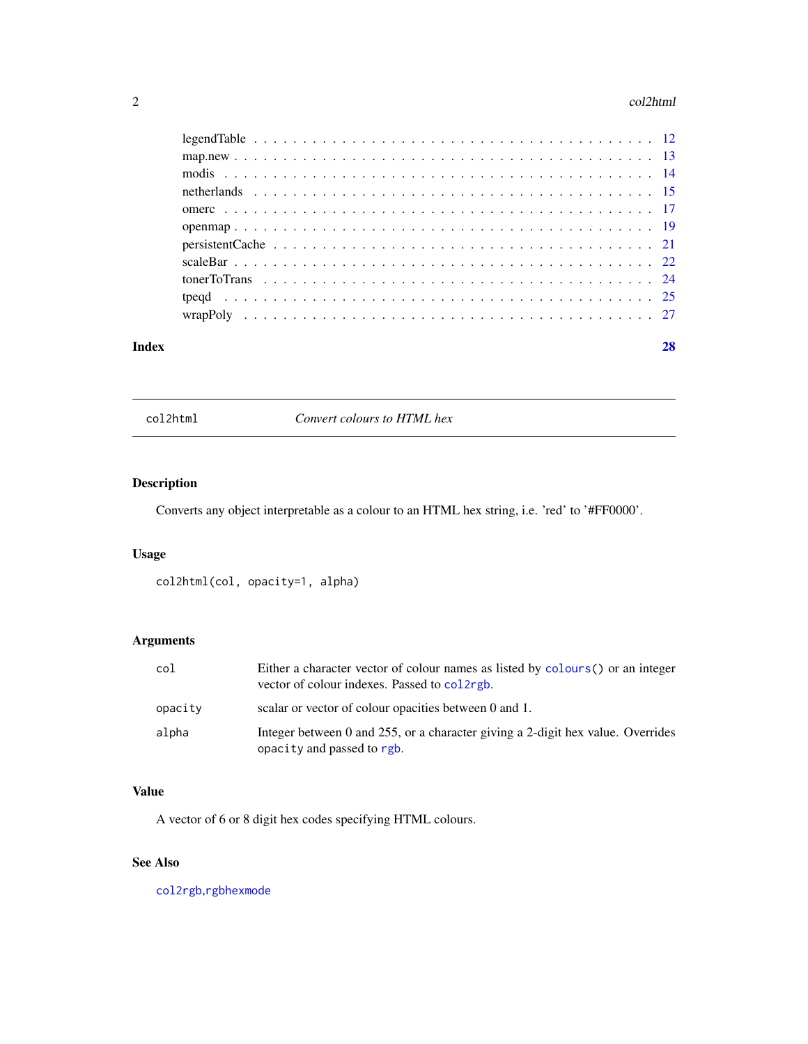legendTable . . . . . . . . . . . . . . . . . . . . . . . . . . . . . . . . . . . . . . 12
map.new . . . . . . . . . . . . . . . . . . . . . . . . . . . . . . . . . . . . . . . . 13
modis . . . . . . . . . . . . . . . . . . . . . . . . . . . . . . . . . . . . . . . . . 14
netherlands . . . . . . . . . . . . . . . . . . . . . . . . . . . . . . . . . . . . . . 15
omerc . . . . . . . . . . . . . . . . . . . . . . . . . . . . . . . . . . . . . . . . . 17
openmap . . . . . . . . . . . . . . . . . . . . . . . . . . . . . . . . . . . . . . . . 19
persistentCache . . . . . . . . . . . . . . . . . . . . . . . . . . . . . . . . . . . . 21
scaleBar . . . . . . . . . . . . . . . . . . . . . . . . . . . . . . . . . . . . . . . . 22
tonerToTrans . . . . . . . . . . . . . . . . . . . . . . . . . . . . . . . . . . . . . 24
tpeqd . . . . . . . . . . . . . . . . . . . . . . . . . . . . . . . . . . . . . . . . . 25
wrapPoly . . . . . . . . . . . . . . . . . . . . . . . . . . . . . . . . . . . . . . . . 27

**Index** **28**

---

`col2html` *Convert colours to HTML hex*

---

### Description

Converts any object interpretable as a colour to an HTML hex string, i.e. 'red' to '#FF0000'.

### Usage

```
col2html(col, opacity=1, alpha)
```

### Arguments

| | |
|---|---|
| `col` | Either a character vector of colour names as listed by `colours()` or an integer vector of colour indexes. Passed to `col2rgb`. |
| `opacity` | scalar or vector of colour opacities between 0 and 1. |
| `alpha` | Integer between 0 and 255, or a character giving a 2-digit hex value. Overrides `opacity` and passed to `rgb`. |

### Value

A vector of 6 or 8 digit hex codes specifying HTML colours.

### See Also

`col2rgb`,`rgbhexmode`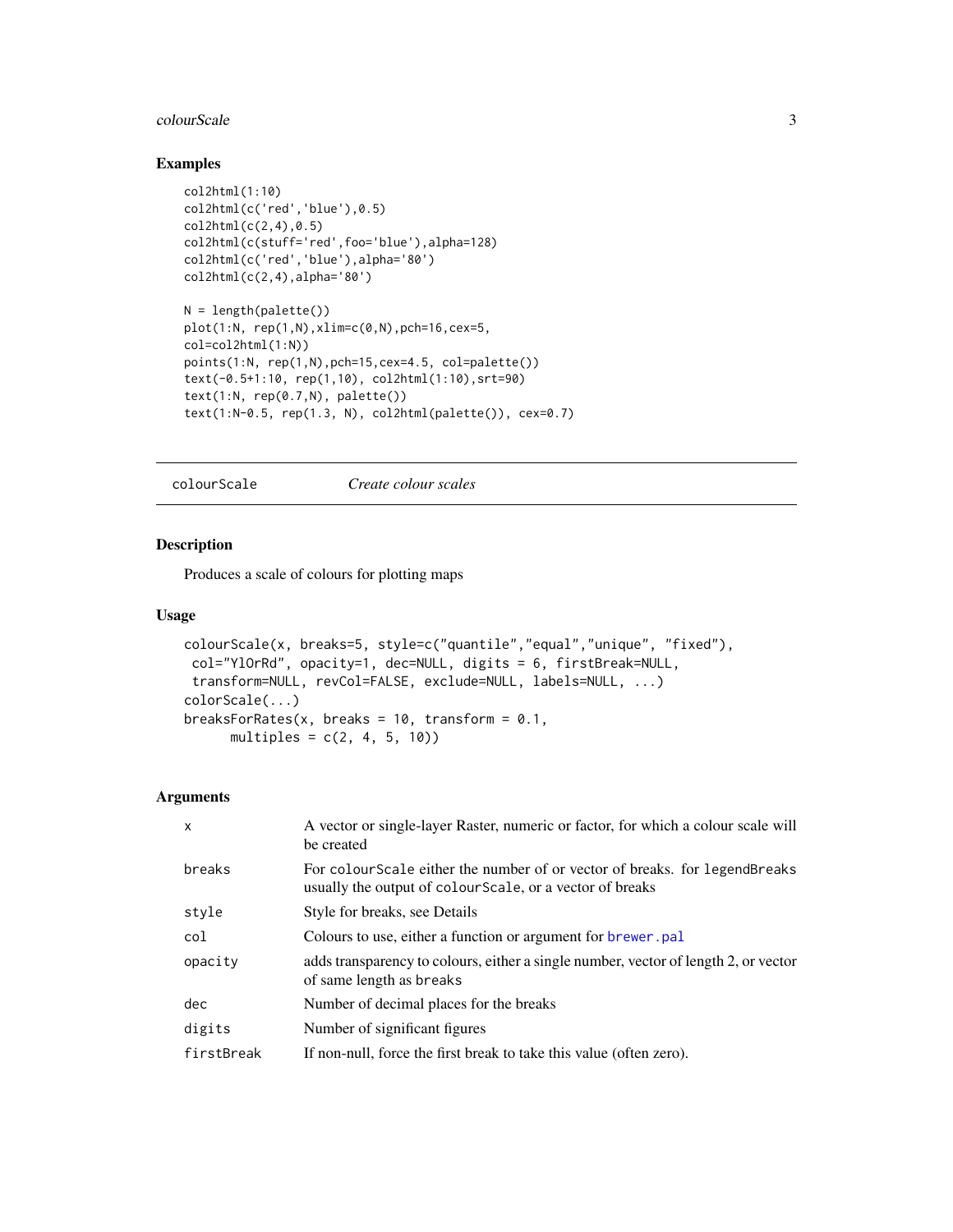## Examples

```
col2html(1:10)
col2html(c('red','blue'),0.5)
col2html(c(2,4),0.5)
col2html(c(stuff='red',foo='blue'),alpha=128)
col2html(c('red','blue'),alpha='80')
col2html(c(2,4),alpha='80')

N = length(palette())
plot(1:N, rep(1,N),xlim=c(0,N),pch=16,cex=5,
col=col2html(1:N))
points(1:N, rep(1,N),pch=15,cex=4.5, col=palette())
text(-0.5+1:10, rep(1,10), col2html(1:10),srt=90)
text(1:N, rep(0.7,N), palette())
text(1:N-0.5, rep(1.3, N), col2html(palette()), cex=0.7)
```

---

# colourScale *Create colour scales*

## Description

Produces a scale of colours for plotting maps

## Usage

```
colourScale(x, breaks=5, style=c("quantile","equal","unique", "fixed"),
 col="YlOrRd", opacity=1, dec=NULL, digits = 6, firstBreak=NULL,
 transform=NULL, revCol=FALSE, exclude=NULL, labels=NULL, ...)
colorScale(...)
breaksForRates(x, breaks = 10, transform = 0.1,
      multiples = c(2, 4, 5, 10))
```

## Arguments

| | |
|---|---|
| `x` | A vector or single-layer Raster, numeric or factor, for which a colour scale will be created |
| `breaks` | For `colourScale` either the number of or vector of breaks. for `legendBreaks` usually the output of `colourScale`, or a vector of breaks |
| `style` | Style for breaks, see Details |
| `col` | Colours to use, either a function or argument for `brewer.pal` |
| `opacity` | adds transparency to colours, either a single number, vector of length 2, or vector of same length as `breaks` |
| `dec` | Number of decimal places for the breaks |
| `digits` | Number of significant figures |
| `firstBreak` | If non-null, force the first break to take this value (often zero). |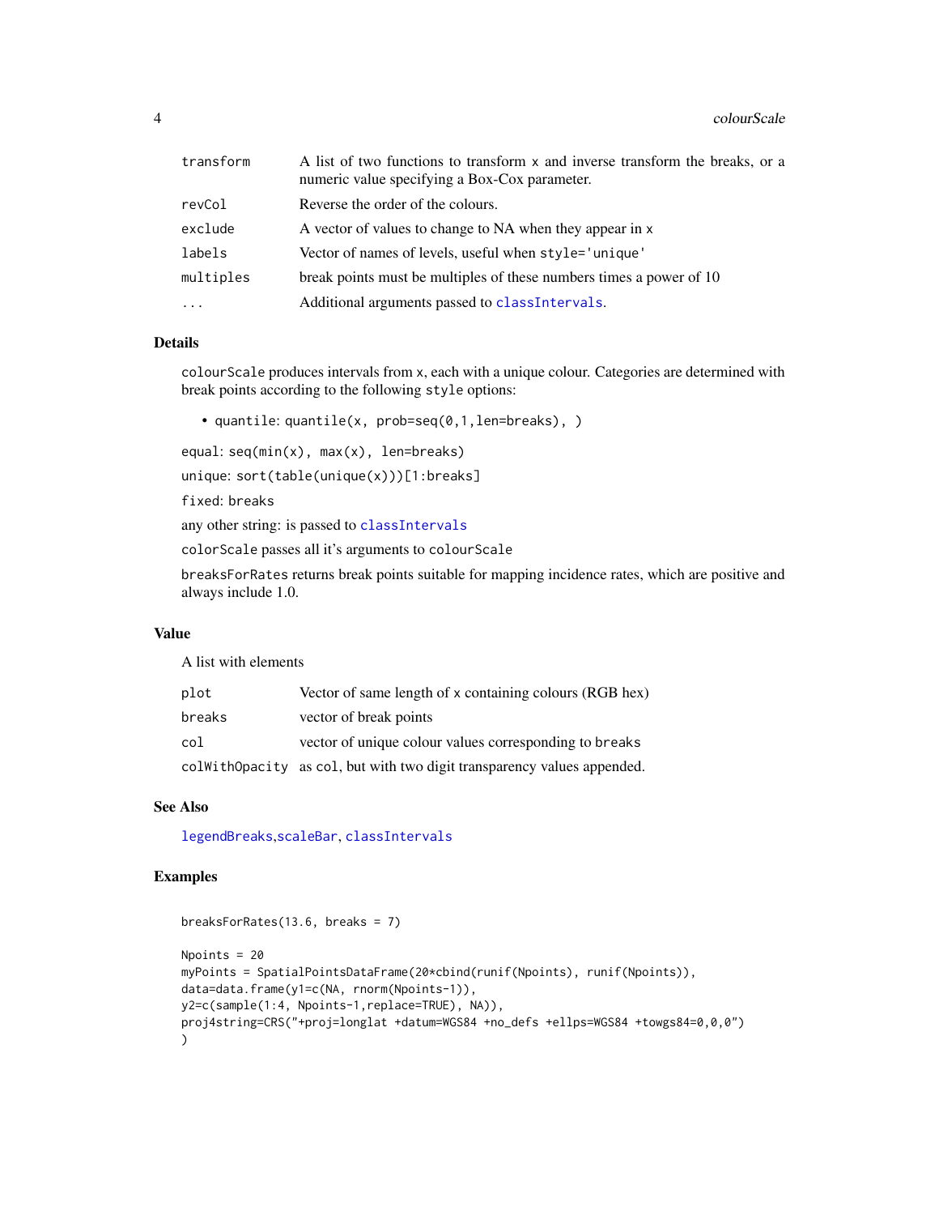| | |
|---|---|
| `transform` | A list of two functions to transform x and inverse transform the breaks, or a numeric value specifying a Box-Cox parameter. |
| `revCol` | Reverse the order of the colours. |
| `exclude` | A vector of values to change to NA when they appear in x |
| `labels` | Vector of names of levels, useful when `style='unique'` |
| `multiples` | break points must be multiples of these numbers times a power of 10 |
| `...` | Additional arguments passed to `classIntervals`. |

## Details

`colourScale` produces intervals from x, each with a unique colour. Categories are determined with break points according to the following `style` options:

- `quantile`: `quantile(x, prob=seq(0,1,len=breaks), )`

`equal`: `seq(min(x), max(x), len=breaks)`

`unique`: `sort(table(unique(x)))[1:breaks]`

`fixed`: `breaks`

any other string: is passed to `classIntervals`

`colorScale` passes all it's arguments to `colourScale`

`breaksForRates` returns break points suitable for mapping incidence rates, which are positive and always include 1.0.

## Value

A list with elements

| | |
|---|---|
| `plot` | Vector of same length of x containing colours (RGB hex) |
| `breaks` | vector of break points |
| `col` | vector of unique colour values corresponding to `breaks` |
| `colWithOpacity` | as `col`, but with two digit transparency values appended. |

## See Also

`legendBreaks`,`scaleBar`, `classIntervals`

## Examples

```
breaksForRates(13.6, breaks = 7)

Npoints = 20
myPoints = SpatialPointsDataFrame(20*cbind(runif(Npoints), runif(Npoints)),
data=data.frame(y1=c(NA, rnorm(Npoints-1)),
y2=c(sample(1:4, Npoints-1,replace=TRUE), NA)),
proj4string=CRS("+proj=longlat +datum=WGS84 +no_defs +ellps=WGS84 +towgs84=0,0,0")
)
```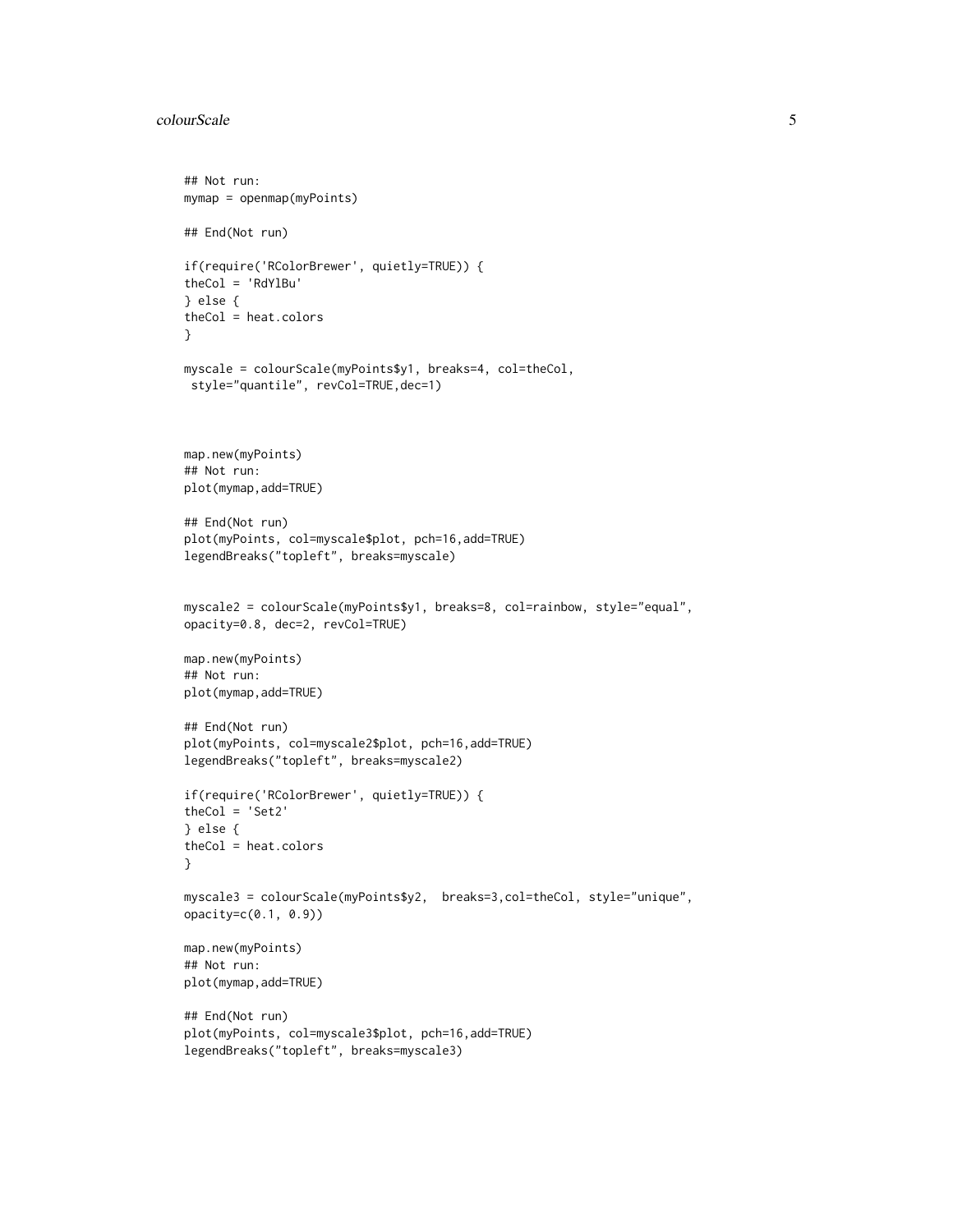```
## Not run:
mymap = openmap(myPoints)

## End(Not run)

if(require('RColorBrewer', quietly=TRUE)) {
theCol = 'RdYlBu'
} else {
theCol = heat.colors
}

myscale = colourScale(myPoints$y1, breaks=4, col=theCol,
 style="quantile", revCol=TRUE,dec=1)



map.new(myPoints)
## Not run:
plot(mymap,add=TRUE)

## End(Not run)
plot(myPoints, col=myscale$plot, pch=16,add=TRUE)
legendBreaks("topleft", breaks=myscale)


myscale2 = colourScale(myPoints$y1, breaks=8, col=rainbow, style="equal",
opacity=0.8, dec=2, revCol=TRUE)

map.new(myPoints)
## Not run:
plot(mymap,add=TRUE)

## End(Not run)
plot(myPoints, col=myscale2$plot, pch=16,add=TRUE)
legendBreaks("topleft", breaks=myscale2)

if(require('RColorBrewer', quietly=TRUE)) {
theCol = 'Set2'
} else {
theCol = heat.colors
}

myscale3 = colourScale(myPoints$y2,  breaks=3,col=theCol, style="unique",
opacity=c(0.1, 0.9))

map.new(myPoints)
## Not run:
plot(mymap,add=TRUE)

## End(Not run)
plot(myPoints, col=myscale3$plot, pch=16,add=TRUE)
legendBreaks("topleft", breaks=myscale3)
```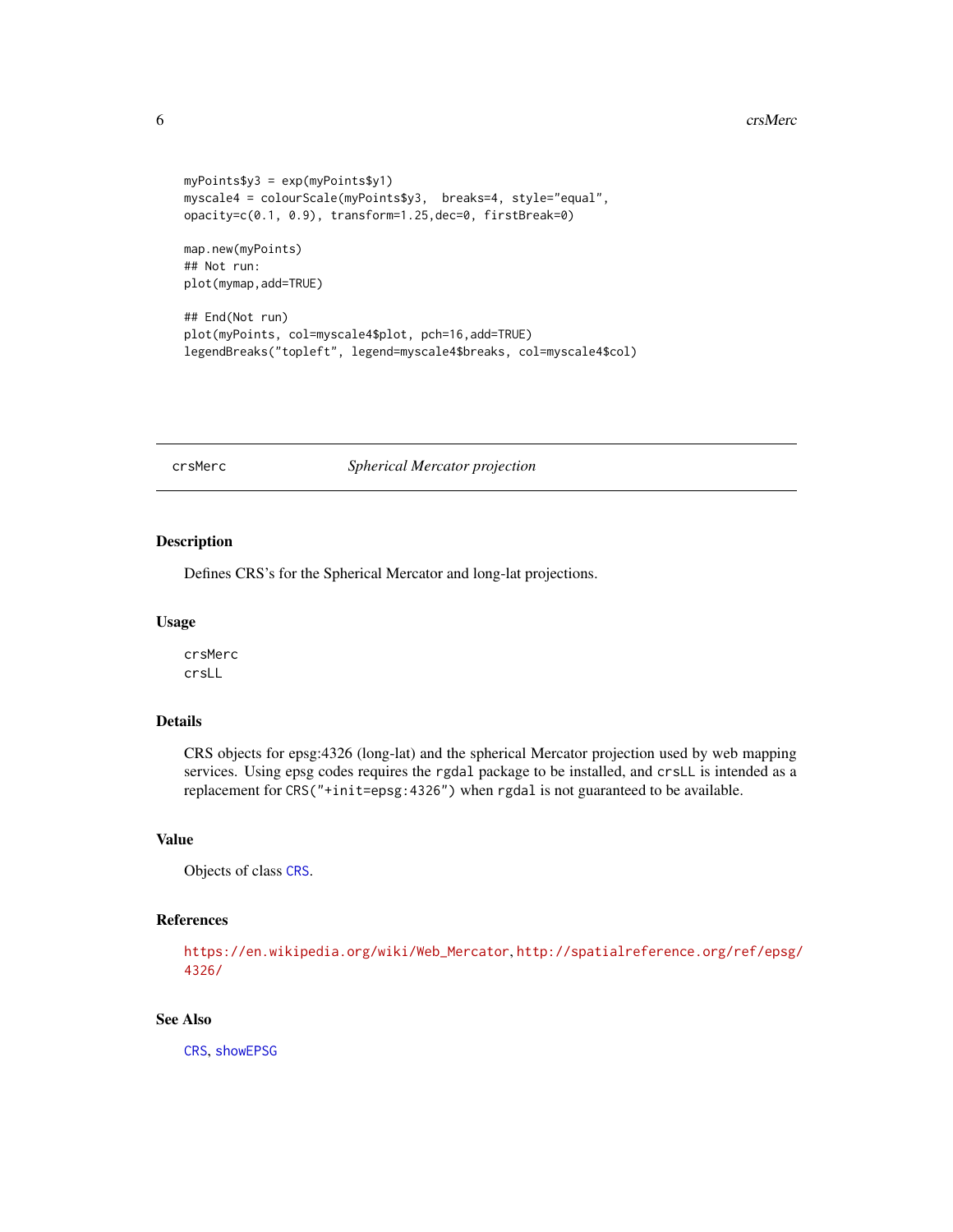```
myPoints$y3 = exp(myPoints$y1)
myscale4 = colourScale(myPoints$y3,  breaks=4, style="equal",
opacity=c(0.1, 0.9), transform=1.25,dec=0, firstBreak=0)

map.new(myPoints)
## Not run:
plot(mymap,add=TRUE)

## End(Not run)
plot(myPoints, col=myscale4$plot, pch=16,add=TRUE)
legendBreaks("topleft", legend=myscale4$breaks, col=myscale4$col)
```

---

## crsMerc — *Spherical Mercator projection*

### Description

Defines CRS's for the Spherical Mercator and long-lat projections.

### Usage

```
crsMerc
crsLL
```

### Details

CRS objects for epsg:4326 (long-lat) and the spherical Mercator projection used by web mapping services. Using epsg codes requires the `rgdal` package to be installed, and `crsLL` is intended as a replacement for `CRS("+init=epsg:4326")` when `rgdal` is not guaranteed to be available.

### Value

Objects of class `CRS`.

### References

https://en.wikipedia.org/wiki/Web_Mercator, http://spatialreference.org/ref/epsg/4326/

### See Also

`CRS`, `showEPSG`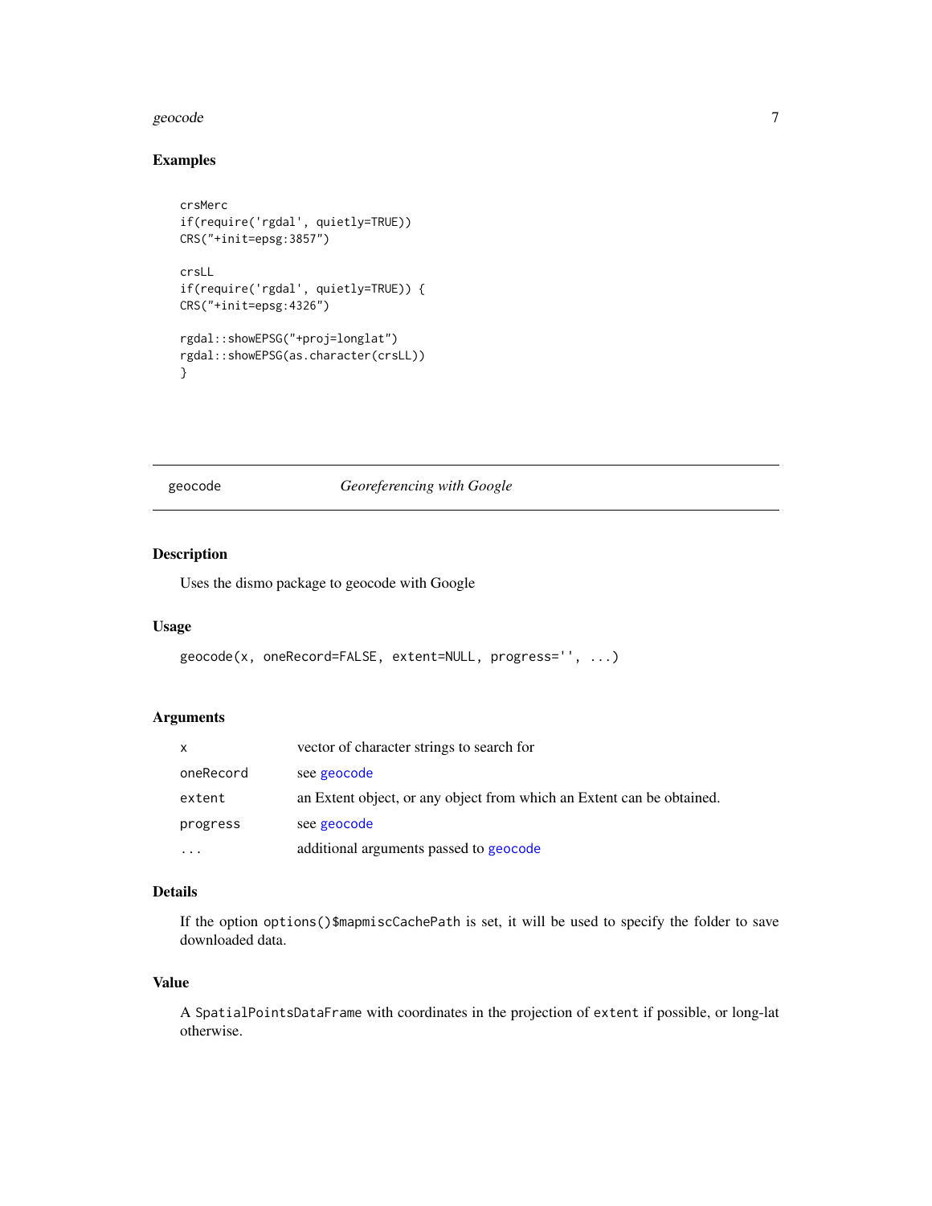## Examples

```
crsMerc
if(require('rgdal', quietly=TRUE))
CRS("+init=epsg:3857")

crsLL
if(require('rgdal', quietly=TRUE)) {
CRS("+init=epsg:4326")

rgdal::showEPSG("+proj=longlat")
rgdal::showEPSG(as.character(crsLL))
}
```

---

# geocode — *Georeferencing with Google*

---

## Description

Uses the dismo package to geocode with Google

## Usage

```
geocode(x, oneRecord=FALSE, extent=NULL, progress='', ...)
```

## Arguments

| | |
|---|---|
| `x` | vector of character strings to search for |
| `oneRecord` | see `geocode` |
| `extent` | an Extent object, or any object from which an Extent can be obtained. |
| `progress` | see `geocode` |
| `...` | additional arguments passed to `geocode` |

## Details

If the option `options()$mapmiscCachePath` is set, it will be used to specify the folder to save downloaded data.

## Value

A `SpatialPointsDataFrame` with coordinates in the projection of `extent` if possible, or long-lat otherwise.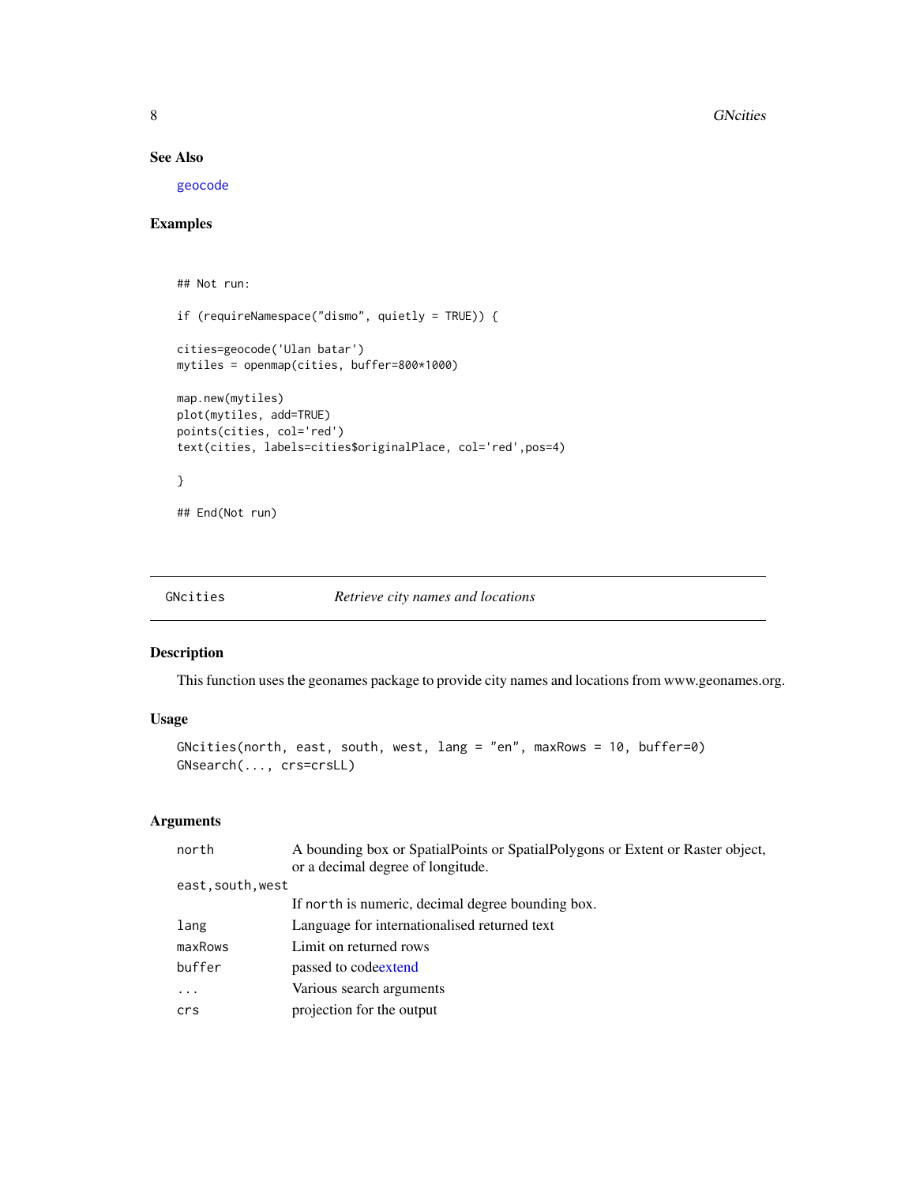### See Also

geocode

### Examples

```
## Not run:

if (requireNamespace("dismo", quietly = TRUE)) {

cities=geocode('Ulan batar')
mytiles = openmap(cities, buffer=800*1000)

map.new(mytiles)
plot(mytiles, add=TRUE)
points(cities, col='red')
text(cities, labels=cities$originalPlace, col='red',pos=4)

}

## End(Not run)
```

---

## GNcities — *Retrieve city names and locations*

### Description

This function uses the geonames package to provide city names and locations from www.geonames.org.

### Usage

```
GNcities(north, east, south, west, lang = "en", maxRows = 10, buffer=0)
GNsearch(..., crs=crsLL)
```

### Arguments

| Argument | Description |
|---|---|
| `north` | A bounding box or SpatialPoints or SpatialPolygons or Extent or Raster object, or a decimal degree of longitude. |
| `east,south,west` | If `north` is numeric, decimal degree bounding box. |
| `lang` | Language for internationalised returned text |
| `maxRows` | Limit on returned rows |
| `buffer` | passed to codeextend |
| `...` | Various search arguments |
| `crs` | projection for the output |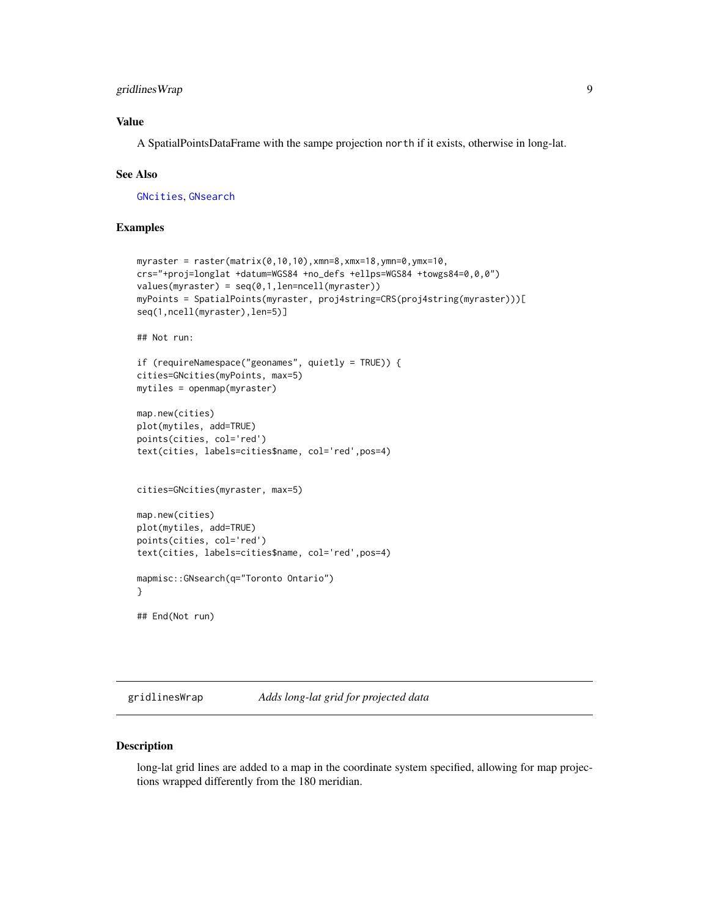### Value

A SpatialPointsDataFrame with the sampe projection north if it exists, otherwise in long-lat.

### See Also

GNcities, GNsearch

### Examples

```
myraster = raster(matrix(0,10,10),xmn=8,xmx=18,ymn=0,ymx=10,
crs="+proj=longlat +datum=WGS84 +no_defs +ellps=WGS84 +towgs84=0,0,0")
values(myraster) = seq(0,1,len=ncell(myraster))
myPoints = SpatialPoints(myraster, proj4string=CRS(proj4string(myraster)))[
seq(1,ncell(myraster),len=5)]

## Not run:

if (requireNamespace("geonames", quietly = TRUE)) {
cities=GNcities(myPoints, max=5)
mytiles = openmap(myraster)

map.new(cities)
plot(mytiles, add=TRUE)
points(cities, col='red')
text(cities, labels=cities$name, col='red',pos=4)


cities=GNcities(myraster, max=5)

map.new(cities)
plot(mytiles, add=TRUE)
points(cities, col='red')
text(cities, labels=cities$name, col='red',pos=4)

mapmisc::GNsearch(q="Toronto Ontario")
}

## End(Not run)
```

## gridlinesWrap *Adds long-lat grid for projected data*

### Description

long-lat grid lines are added to a map in the coordinate system specified, allowing for map projections wrapped differently from the 180 meridian.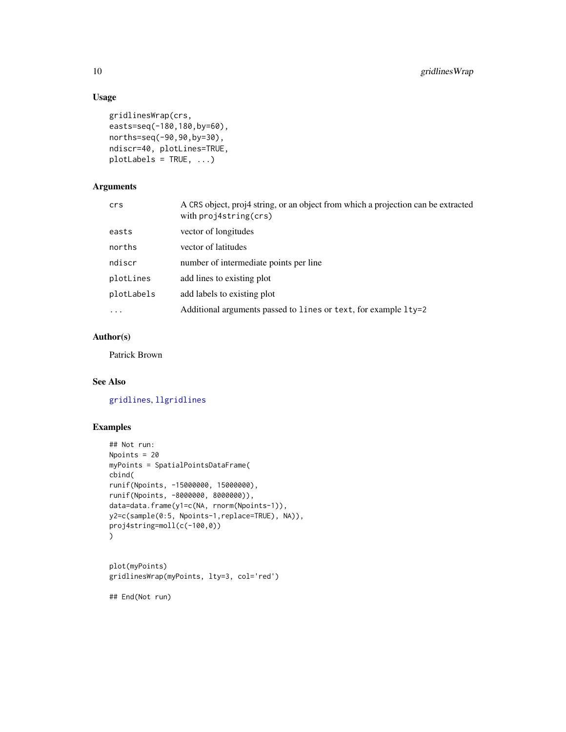## Usage

```
gridlinesWrap(crs,
easts=seq(-180,180,by=60),
norths=seq(-90,90,by=30),
ndiscr=40, plotLines=TRUE,
plotLabels = TRUE, ...)
```

## Arguments

| | |
|---|---|
| `crs` | A CRS object, proj4 string, or an object from which a projection can be extracted with `proj4string(crs)` |
| `easts` | vector of longitudes |
| `norths` | vector of latitudes |
| `ndiscr` | number of intermediate points per line |
| `plotLines` | add lines to existing plot |
| `plotLabels` | add labels to existing plot |
| `...` | Additional arguments passed to `lines` or `text`, for example `lty=2` |

## Author(s)

Patrick Brown

## See Also

`gridlines`, `llgridlines`

## Examples

```
## Not run:
Npoints = 20
myPoints = SpatialPointsDataFrame(
cbind(
runif(Npoints, -15000000, 15000000),
runif(Npoints, -8000000, 8000000)),
data=data.frame(y1=c(NA, rnorm(Npoints-1)),
y2=c(sample(0:5, Npoints-1,replace=TRUE), NA)),
proj4string=moll(c(-100,0))
)


plot(myPoints)
gridlinesWrap(myPoints, lty=3, col='red')

## End(Not run)
```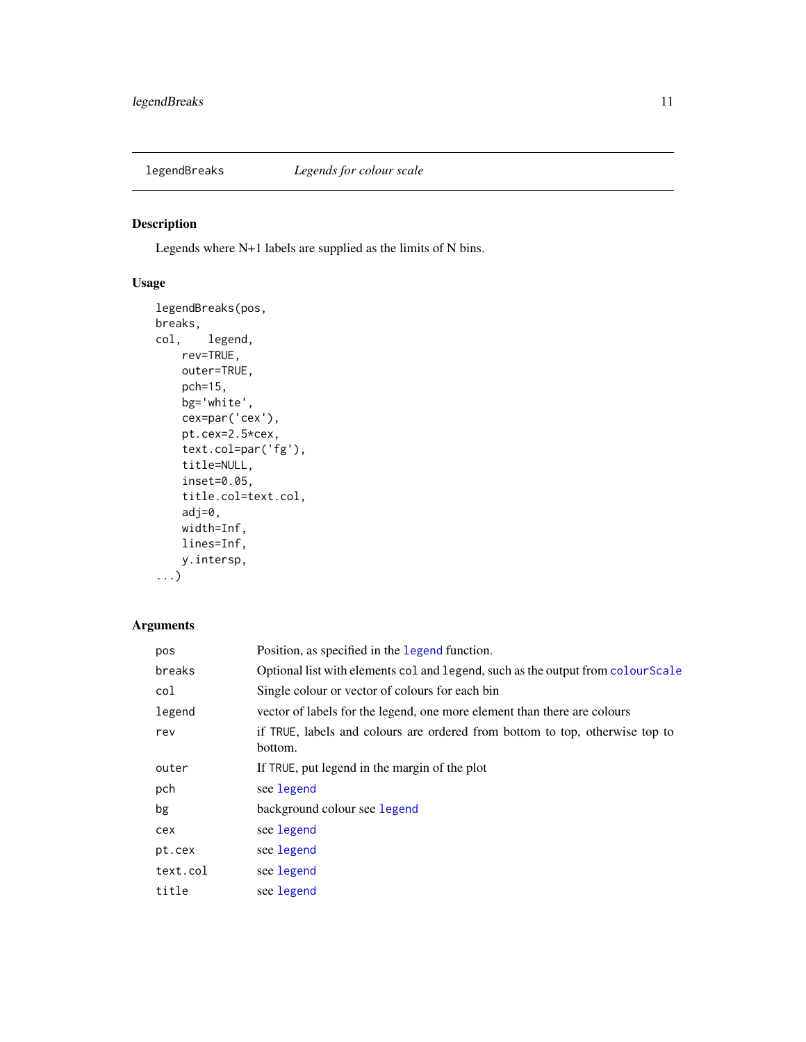## legendBreaks — *Legends for colour scale*

### Description

Legends where N+1 labels are supplied as the limits of N bins.

### Usage

```
legendBreaks(pos,
breaks,
col,    legend,
    rev=TRUE,
    outer=TRUE,
    pch=15,
    bg='white',
    cex=par('cex'),
    pt.cex=2.5*cex,
    text.col=par('fg'),
    title=NULL,
    inset=0.05,
    title.col=text.col,
    adj=0,
    width=Inf,
    lines=Inf,
    y.intersp,
...)
```

### Arguments

| | |
|---|---|
| `pos` | Position, as specified in the `legend` function. |
| `breaks` | Optional list with elements `col` and `legend`, such as the output from `colourScale` |
| `col` | Single colour or vector of colours for each bin |
| `legend` | vector of labels for the legend, one more element than there are colours |
| `rev` | if `TRUE`, labels and colours are ordered from bottom to top, otherwise top to bottom. |
| `outer` | If `TRUE`, put legend in the margin of the plot |
| `pch` | see `legend` |
| `bg` | background colour see `legend` |
| `cex` | see `legend` |
| `pt.cex` | see `legend` |
| `text.col` | see `legend` |
| `title` | see `legend` |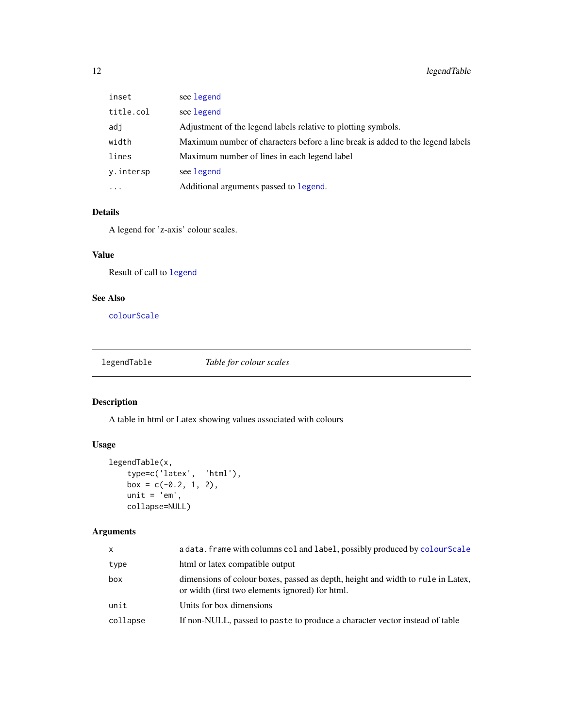| | |
|---|---|
| inset | see legend |
| title.col | see legend |
| adj | Adjustment of the legend labels relative to plotting symbols. |
| width | Maximum number of characters before a line break is added to the legend labels |
| lines | Maximum number of lines in each legend label |
| y.intersp | see legend |
| ... | Additional arguments passed to legend. |

### Details

A legend for 'z-axis' colour scales.

### Value

Result of call to legend

### See Also

colourScale

---

## legendTable — *Table for colour scales*

### Description

A table in html or Latex showing values associated with colours

### Usage

```
legendTable(x,
    type=c('latex',  'html'),
    box = c(-0.2, 1, 2),
    unit = 'em',
    collapse=NULL)
```

### Arguments

| | |
|---|---|
| x | a data.frame with columns col and label, possibly produced by colourScale |
| type | html or latex compatible output |
| box | dimensions of colour boxes, passed as depth, height and width to rule in Latex, or width (first two elements ignored) for html. |
| unit | Units for box dimensions |
| collapse | If non-NULL, passed to paste to produce a character vector instead of table |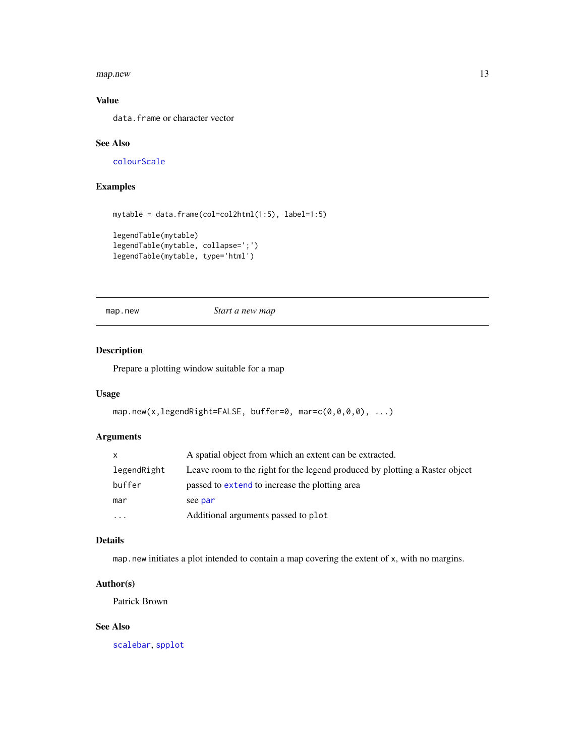## Value

`data.frame` or character vector

## See Also

`colourScale`

## Examples

```
mytable = data.frame(col=col2html(1:5), label=1:5)

legendTable(mytable)
legendTable(mytable, collapse=';')
legendTable(mytable, type='html')
```

---

# map.new *Start a new map*

---

## Description

Prepare a plotting window suitable for a map

## Usage

```
map.new(x,legendRight=FALSE, buffer=0, mar=c(0,0,0,0), ...)
```

## Arguments

| | |
|---|---|
| `x` | A spatial object from which an extent can be extracted. |
| `legendRight` | Leave room to the right for the legend produced by plotting a Raster object |
| `buffer` | passed to `extend` to increase the plotting area |
| `mar` | see `par` |
| `...` | Additional arguments passed to `plot` |

## Details

`map.new` initiates a plot intended to contain a map covering the extent of `x`, with no margins.

## Author(s)

Patrick Brown

## See Also

`scalebar`, `spplot`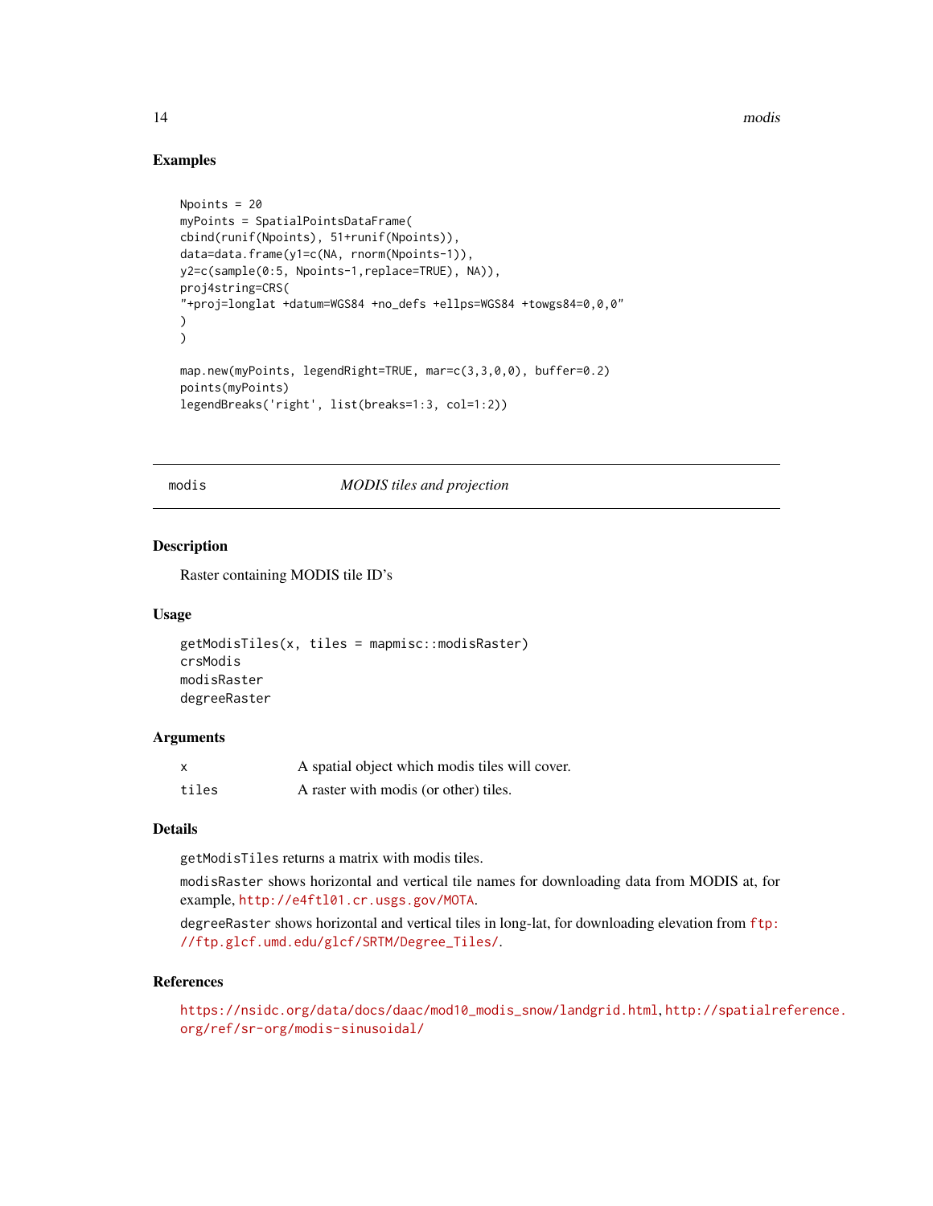### Examples

```
Npoints = 20
myPoints = SpatialPointsDataFrame(
cbind(runif(Npoints), 51+runif(Npoints)),
data=data.frame(y1=c(NA, rnorm(Npoints-1)),
y2=c(sample(0:5, Npoints-1,replace=TRUE), NA)),
proj4string=CRS(
"+proj=longlat +datum=WGS84 +no_defs +ellps=WGS84 +towgs84=0,0,0"
)
)

map.new(myPoints, legendRight=TRUE, mar=c(3,3,0,0), buffer=0.2)
points(myPoints)
legendBreaks('right', list(breaks=1:3, col=1:2))
```

---

## modis — *MODIS tiles and projection*

---

### Description

Raster containing MODIS tile ID's

### Usage

```
getModisTiles(x, tiles = mapmisc::modisRaster)
crsModis
modisRaster
degreeRaster
```

### Arguments

| | |
|---|---|
| `x` | A spatial object which modis tiles will cover. |
| `tiles` | A raster with modis (or other) tiles. |

### Details

`getModisTiles` returns a matrix with modis tiles.

`modisRaster` shows horizontal and vertical tile names for downloading data from MODIS at, for example, http://e4ftl01.cr.usgs.gov/MOTA.

`degreeRaster` shows horizontal and vertical tiles in long-lat, for downloading elevation from ftp://ftp.glcf.umd.edu/glcf/SRTM/Degree_Tiles/.

### References

https://nsidc.org/data/docs/daac/mod10_modis_snow/landgrid.html, http://spatialreference.org/ref/sr-org/modis-sinusoidal/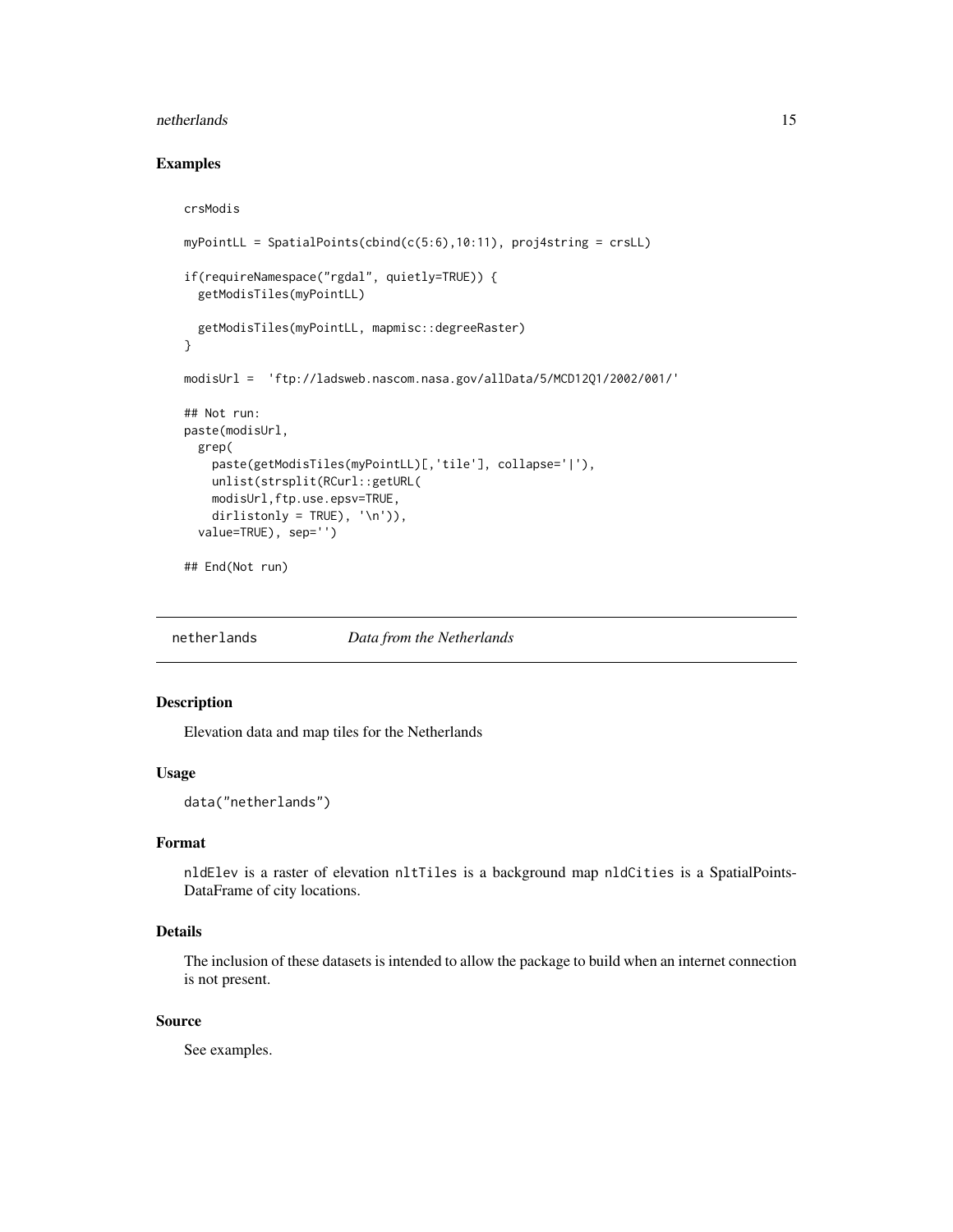## Examples

```
crsModis

myPointLL = SpatialPoints(cbind(c(5:6),10:11), proj4string = crsLL)

if(requireNamespace("rgdal", quietly=TRUE)) {
  getModisTiles(myPointLL)

  getModisTiles(myPointLL, mapmisc::degreeRaster)
}

modisUrl =  'ftp://ladsweb.nascom.nasa.gov/allData/5/MCD12Q1/2002/001/'

## Not run:
paste(modisUrl,
  grep(
    paste(getModisTiles(myPointLL)[,'tile'], collapse='|'),
    unlist(strsplit(RCurl::getURL(
    modisUrl,ftp.use.epsv=TRUE,
    dirlistonly = TRUE), '\n')),
  value=TRUE), sep='')

## End(Not run)
```

---

# netherlands *Data from the Netherlands*

---

## Description

Elevation data and map tiles for the Netherlands

## Usage

```
data("netherlands")
```

## Format

nldElev is a raster of elevation nltTiles is a background map nldCities is a SpatialPointsDataFrame of city locations.

## Details

The inclusion of these datasets is intended to allow the package to build when an internet connection is not present.

## Source

See examples.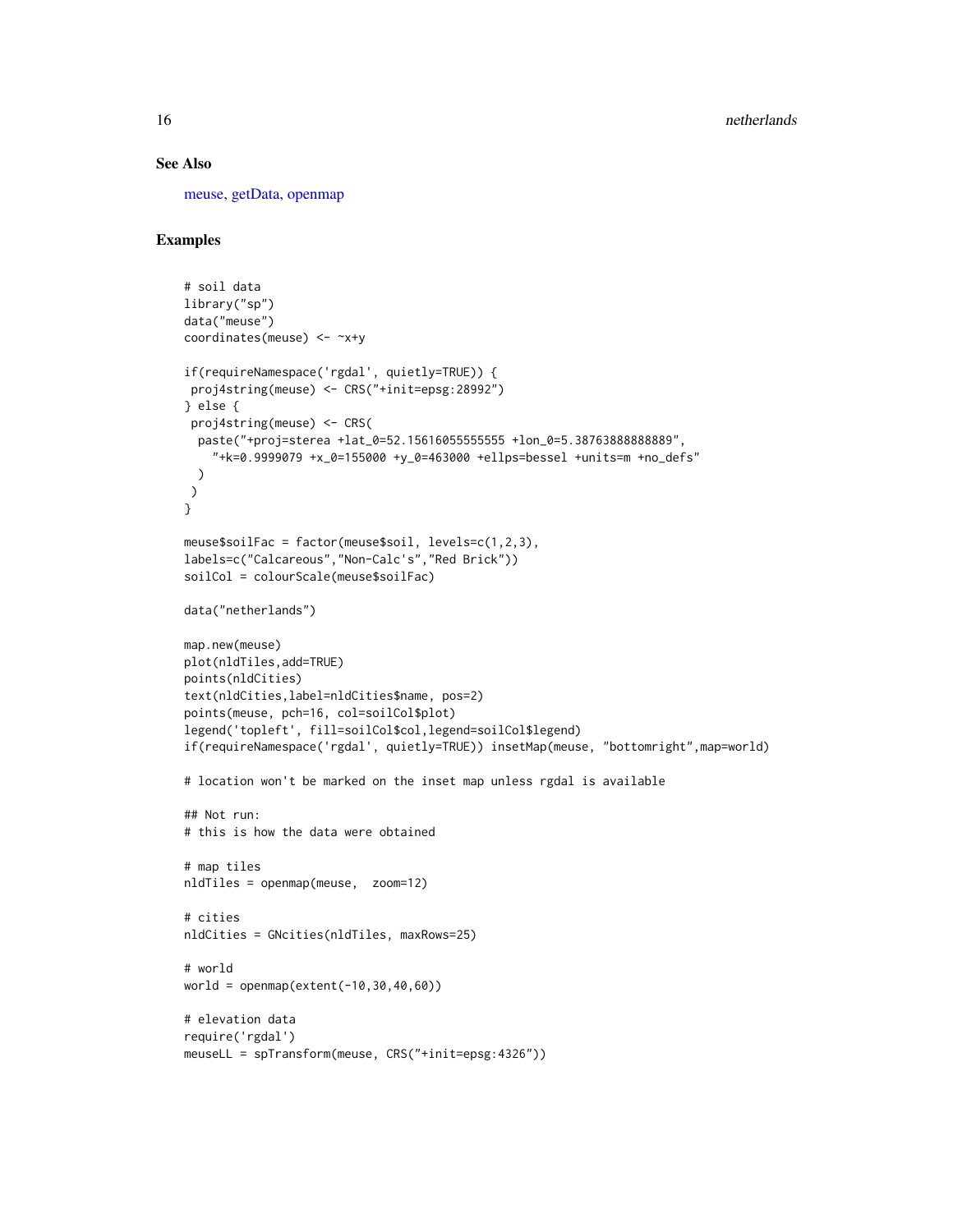### See Also

meuse, getData, openmap

### Examples

```
# soil data
library("sp")
data("meuse")
coordinates(meuse) <- ~x+y

if(requireNamespace('rgdal', quietly=TRUE)) {
 proj4string(meuse) <- CRS("+init=epsg:28992")
} else {
 proj4string(meuse) <- CRS(
  paste("+proj=sterea +lat_0=52.15616055555555 +lon_0=5.38763888888889",
    "+k=0.9999079 +x_0=155000 +y_0=463000 +ellps=bessel +units=m +no_defs"
  )
 )
}

meuse$soilFac = factor(meuse$soil, levels=c(1,2,3),
labels=c("Calcareous","Non-Calc's","Red Brick"))
soilCol = colourScale(meuse$soilFac)

data("netherlands")

map.new(meuse)
plot(nldTiles,add=TRUE)
points(nldCities)
text(nldCities,label=nldCities$name, pos=2)
points(meuse, pch=16, col=soilCol$plot)
legend('topleft', fill=soilCol$col,legend=soilCol$legend)
if(requireNamespace('rgdal', quietly=TRUE)) insetMap(meuse, "bottomright",map=world)

# location won't be marked on the inset map unless rgdal is available

## Not run:
# this is how the data were obtained

# map tiles
nldTiles = openmap(meuse,  zoom=12)

# cities
nldCities = GNcities(nldTiles, maxRows=25)

# world
world = openmap(extent(-10,30,40,60))

# elevation data
require('rgdal')
meuseLL = spTransform(meuse, CRS("+init=epsg:4326"))
```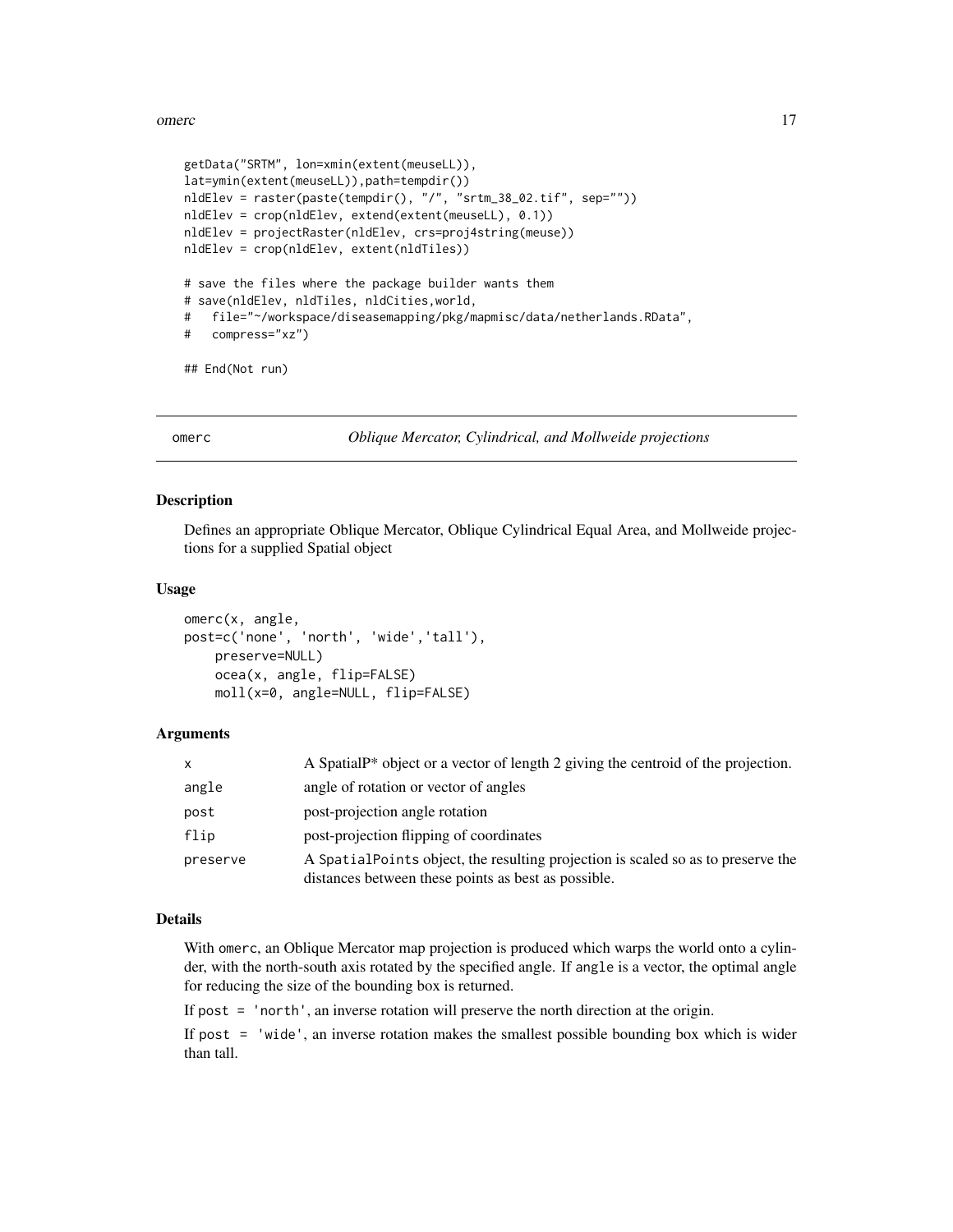```
getData("SRTM", lon=xmin(extent(meuseLL)),
lat=ymin(extent(meuseLL)),path=tempdir())
nldElev = raster(paste(tempdir(), "/", "srtm_38_02.tif", sep=""))
nldElev = crop(nldElev, extend(extent(meuseLL), 0.1))
nldElev = projectRaster(nldElev, crs=proj4string(meuse))
nldElev = crop(nldElev, extent(nldTiles))

# save the files where the package builder wants them
# save(nldElev, nldTiles, nldCities,world,
#   file="~/workspace/diseasemapping/pkg/mapmisc/data/netherlands.RData",
#   compress="xz")

## End(Not run)
```

---

## omerc — *Oblique Mercator, Cylindrical, and Mollweide projections*

### Description

Defines an appropriate Oblique Mercator, Oblique Cylindrical Equal Area, and Mollweide projections for a supplied Spatial object

### Usage

```
omerc(x, angle,
post=c('none', 'north', 'wide','tall'),
    preserve=NULL)
    ocea(x, angle, flip=FALSE)
    moll(x=0, angle=NULL, flip=FALSE)
```

### Arguments

| | |
|---|---|
| `x` | A SpatialP* object or a vector of length 2 giving the centroid of the projection. |
| `angle` | angle of rotation or vector of angles |
| `post` | post-projection angle rotation |
| `flip` | post-projection flipping of coordinates |
| `preserve` | A `SpatialPoints` object, the resulting projection is scaled so as to preserve the distances between these points as best as possible. |

### Details

With `omerc`, an Oblique Mercator map projection is produced which warps the world onto a cylinder, with the north-south axis rotated by the specified angle. If `angle` is a vector, the optimal angle for reducing the size of the bounding box is returned.

If `post = 'north'`, an inverse rotation will preserve the north direction at the origin.

If `post = 'wide'`, an inverse rotation makes the smallest possible bounding box which is wider than tall.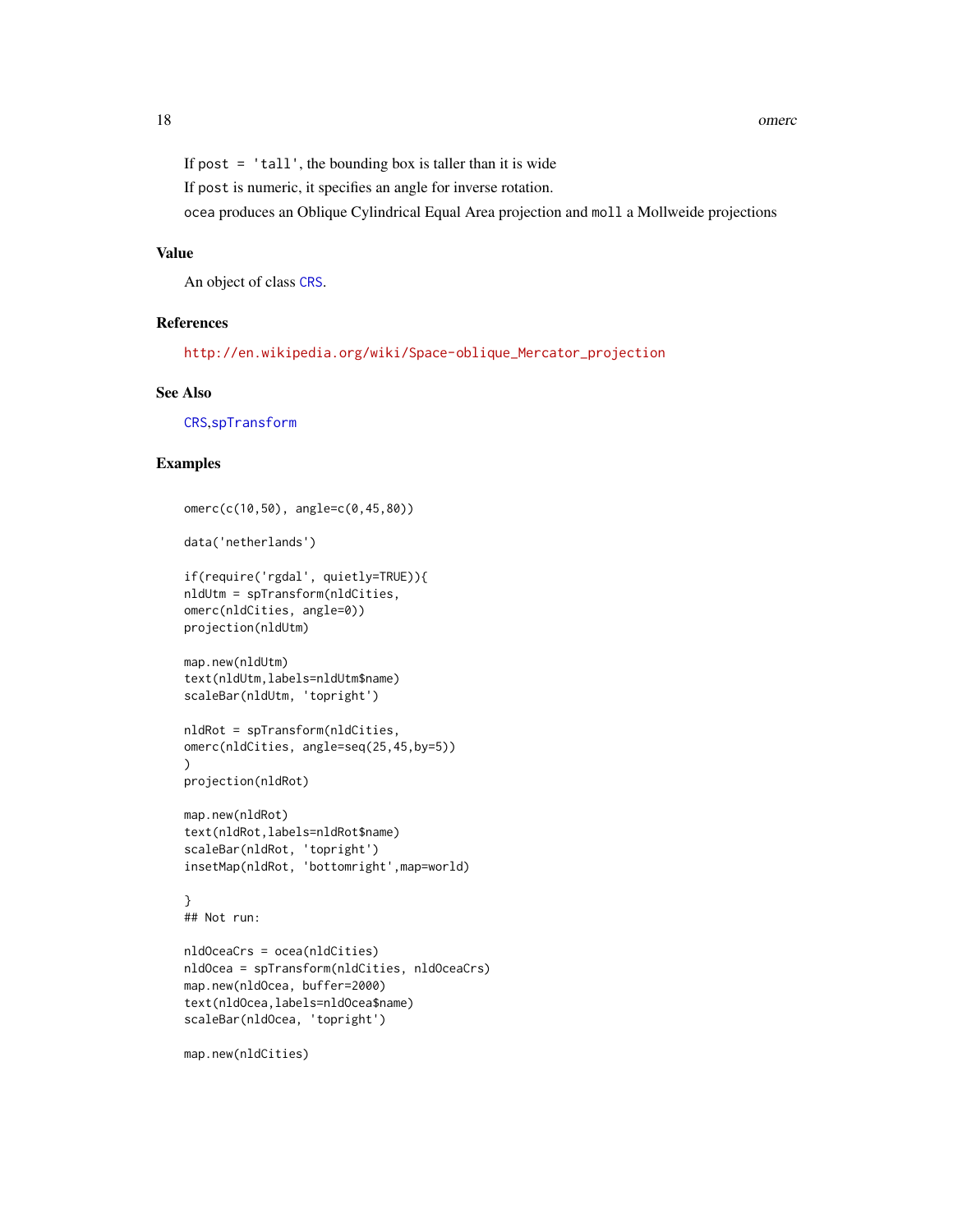If `post = 'tall'`, the bounding box is taller than it is wide

If `post` is numeric, it specifies an angle for inverse rotation.

`ocea` produces an Oblique Cylindrical Equal Area projection and `moll` a Mollweide projections

## Value

An object of class `CRS`.

## References

http://en.wikipedia.org/wiki/Space-oblique_Mercator_projection

## See Also

`CRS`,`spTransform`

## Examples

```
omerc(c(10,50), angle=c(0,45,80))

data('netherlands')

if(require('rgdal', quietly=TRUE)){
nldUtm = spTransform(nldCities,
omerc(nldCities, angle=0))
projection(nldUtm)

map.new(nldUtm)
text(nldUtm,labels=nldUtm$name)
scaleBar(nldUtm, 'topright')

nldRot = spTransform(nldCities,
omerc(nldCities, angle=seq(25,45,by=5))
)
projection(nldRot)

map.new(nldRot)
text(nldRot,labels=nldRot$name)
scaleBar(nldRot, 'topright')
insetMap(nldRot, 'bottomright',map=world)

}
## Not run:

nldOceaCrs = ocea(nldCities)
nldOcea = spTransform(nldCities, nldOceaCrs)
map.new(nldOcea, buffer=2000)
text(nldOcea,labels=nldOcea$name)
scaleBar(nldOcea, 'topright')

map.new(nldCities)
```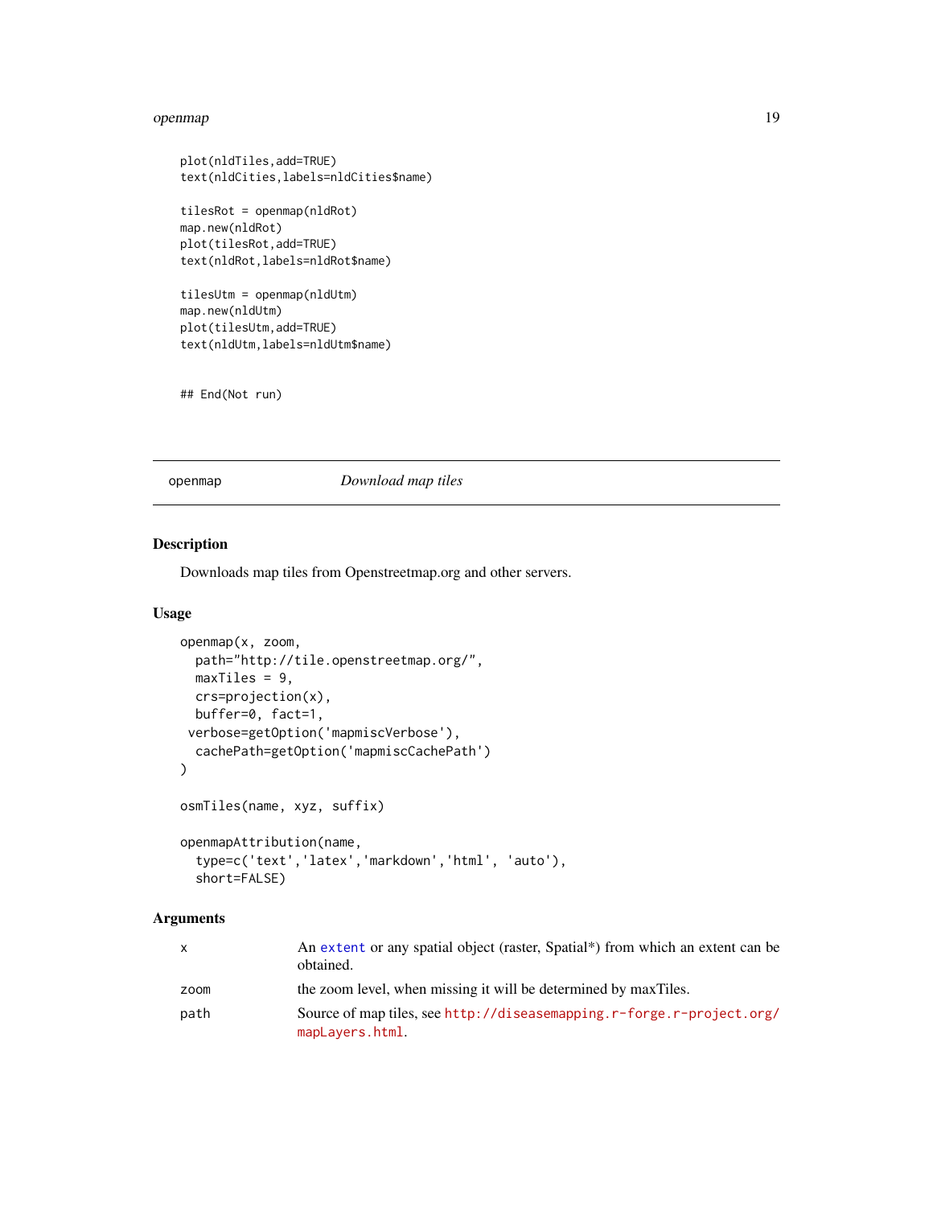```
plot(nldTiles,add=TRUE)
text(nldCities,labels=nldCities$name)

tilesRot = openmap(nldRot)
map.new(nldRot)
plot(tilesRot,add=TRUE)
text(nldRot,labels=nldRot$name)

tilesUtm = openmap(nldUtm)
map.new(nldUtm)
plot(tilesUtm,add=TRUE)
text(nldUtm,labels=nldUtm$name)


## End(Not run)
```

---

`openmap` *Download map tiles*

---

## Description

Downloads map tiles from Openstreetmap.org and other servers.

## Usage

```
openmap(x, zoom,
  path="http://tile.openstreetmap.org/",
  maxTiles = 9,
  crs=projection(x),
  buffer=0, fact=1,
 verbose=getOption('mapmiscVerbose'),
  cachePath=getOption('mapmiscCachePath')
)

osmTiles(name, xyz, suffix)

openmapAttribution(name,
  type=c('text','latex','markdown','html', 'auto'),
  short=FALSE)
```

## Arguments

| | |
|---|---|
| `x` | An `extent` or any spatial object (raster, Spatial*) from which an extent can be obtained. |
| `zoom` | the zoom level, when missing it will be determined by maxTiles. |
| `path` | Source of map tiles, see `http://diseasemapping.r-forge.r-project.org/mapLayers.html`. |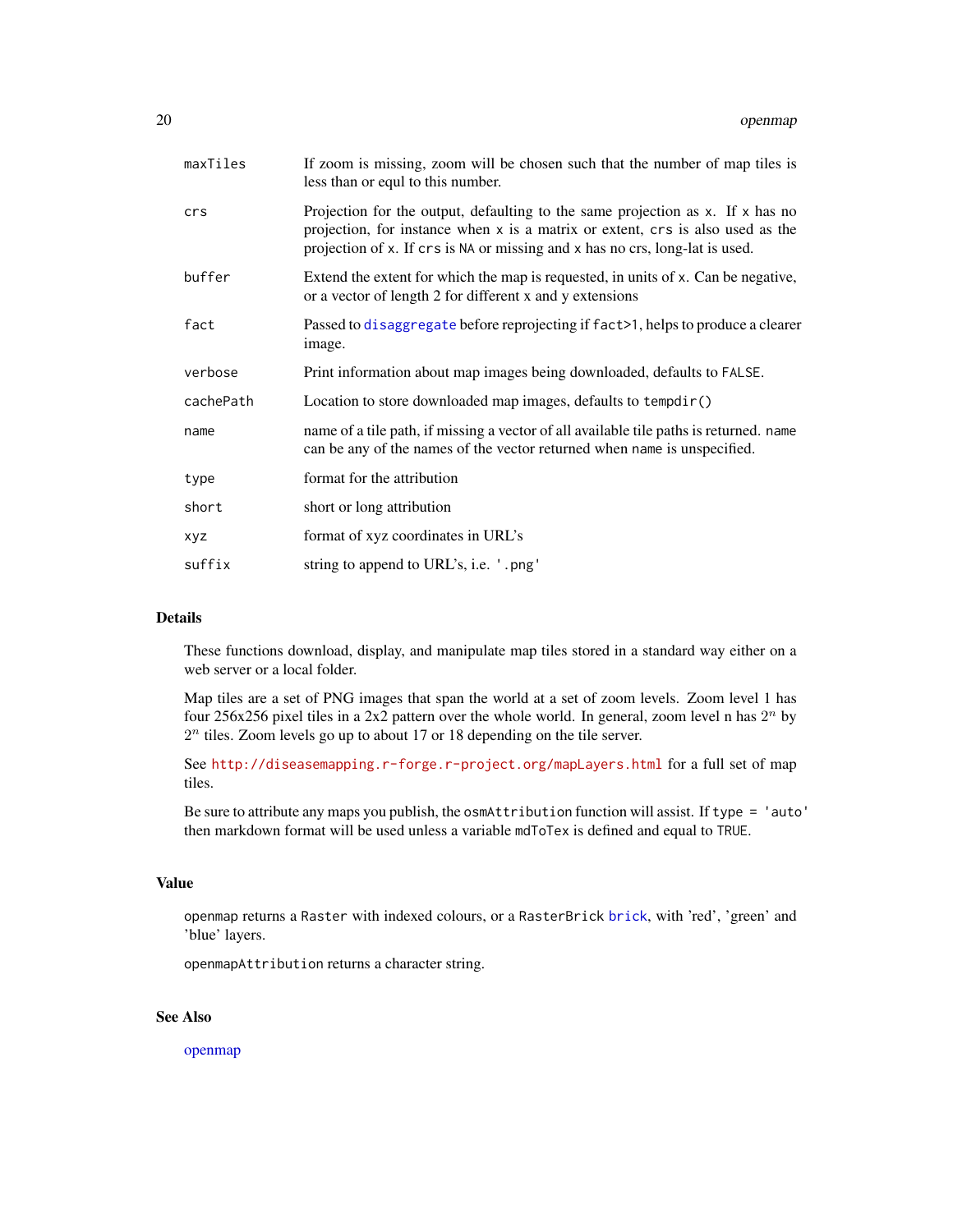| | |
|---|---|
| `maxTiles` | If zoom is missing, zoom will be chosen such that the number of map tiles is less than or equl to this number. |
| `crs` | Projection for the output, defaulting to the same projection as `x`. If `x` has no projection, for instance when `x` is a matrix or extent, `crs` is also used as the projection of `x`. If `crs` is `NA` or missing and `x` has no crs, long-lat is used. |
| `buffer` | Extend the extent for which the map is requested, in units of `x`. Can be negative, or a vector of length 2 for different x and y extensions |
| `fact` | Passed to `disaggregate` before reprojecting if `fact>1`, helps to produce a clearer image. |
| `verbose` | Print information about map images being downloaded, defaults to `FALSE`. |
| `cachePath` | Location to store downloaded map images, defaults to `tempdir()` |
| `name` | name of a tile path, if missing a vector of all available tile paths is returned. `name` can be any of the names of the vector returned when `name` is unspecified. |
| `type` | format for the attribution |
| `short` | short or long attribution |
| `xyz` | format of xyz coordinates in URL's |
| `suffix` | string to append to URL's, i.e. `'.png'` |

## Details

These functions download, display, and manipulate map tiles stored in a standard way either on a web server or a local folder.

Map tiles are a set of PNG images that span the world at a set of zoom levels. Zoom level 1 has four 256x256 pixel tiles in a 2x2 pattern over the whole world. In general, zoom level n has $2^n$ by $2^n$ tiles. Zoom levels go up to about 17 or 18 depending on the tile server.

See http://diseasemapping.r-forge.r-project.org/mapLayers.html for a full set of map tiles.

Be sure to attribute any maps you publish, the `osmAttribution` function will assist. If `type = 'auto'` then markdown format will be used unless a variable `mdToTex` is defined and equal to `TRUE`.

## Value

`openmap` returns a `Raster` with indexed colours, or a `RasterBrick` `brick`, with 'red', 'green' and 'blue' layers.

`openmapAttribution` returns a character string.

## See Also

openmap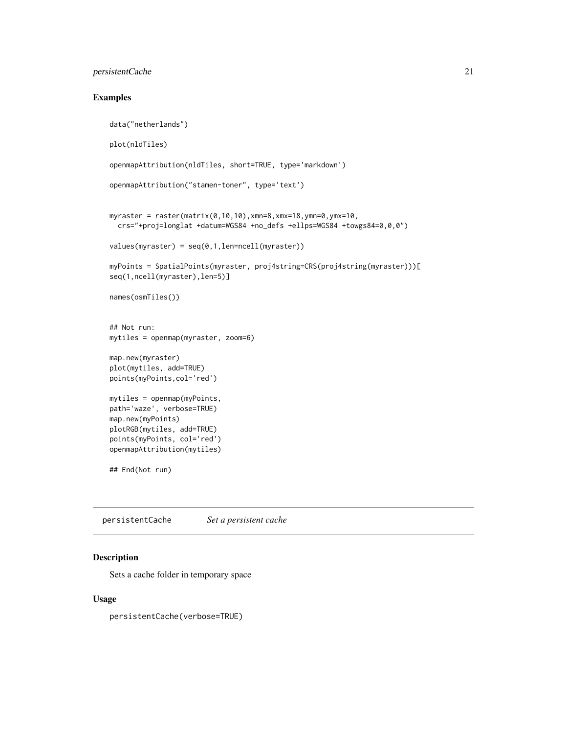## Examples

```
data("netherlands")

plot(nldTiles)

openmapAttribution(nldTiles, short=TRUE, type='markdown')

openmapAttribution("stamen-toner", type='text')


myraster = raster(matrix(0,10,10),xmn=8,xmx=18,ymn=0,ymx=10,
  crs="+proj=longlat +datum=WGS84 +no_defs +ellps=WGS84 +towgs84=0,0,0")

values(myraster) = seq(0,1,len=ncell(myraster))

myPoints = SpatialPoints(myraster, proj4string=CRS(proj4string(myraster)))[
seq(1,ncell(myraster),len=5)]

names(osmTiles())


## Not run:
mytiles = openmap(myraster, zoom=6)

map.new(myraster)
plot(mytiles, add=TRUE)
points(myPoints,col='red')

mytiles = openmap(myPoints,
path='waze', verbose=TRUE)
map.new(myPoints)
plotRGB(mytiles, add=TRUE)
points(myPoints, col='red')
openmapAttribution(mytiles)

## End(Not run)
```

---

# persistentCache *Set a persistent cache*

## Description

Sets a cache folder in temporary space

## Usage

```
persistentCache(verbose=TRUE)
```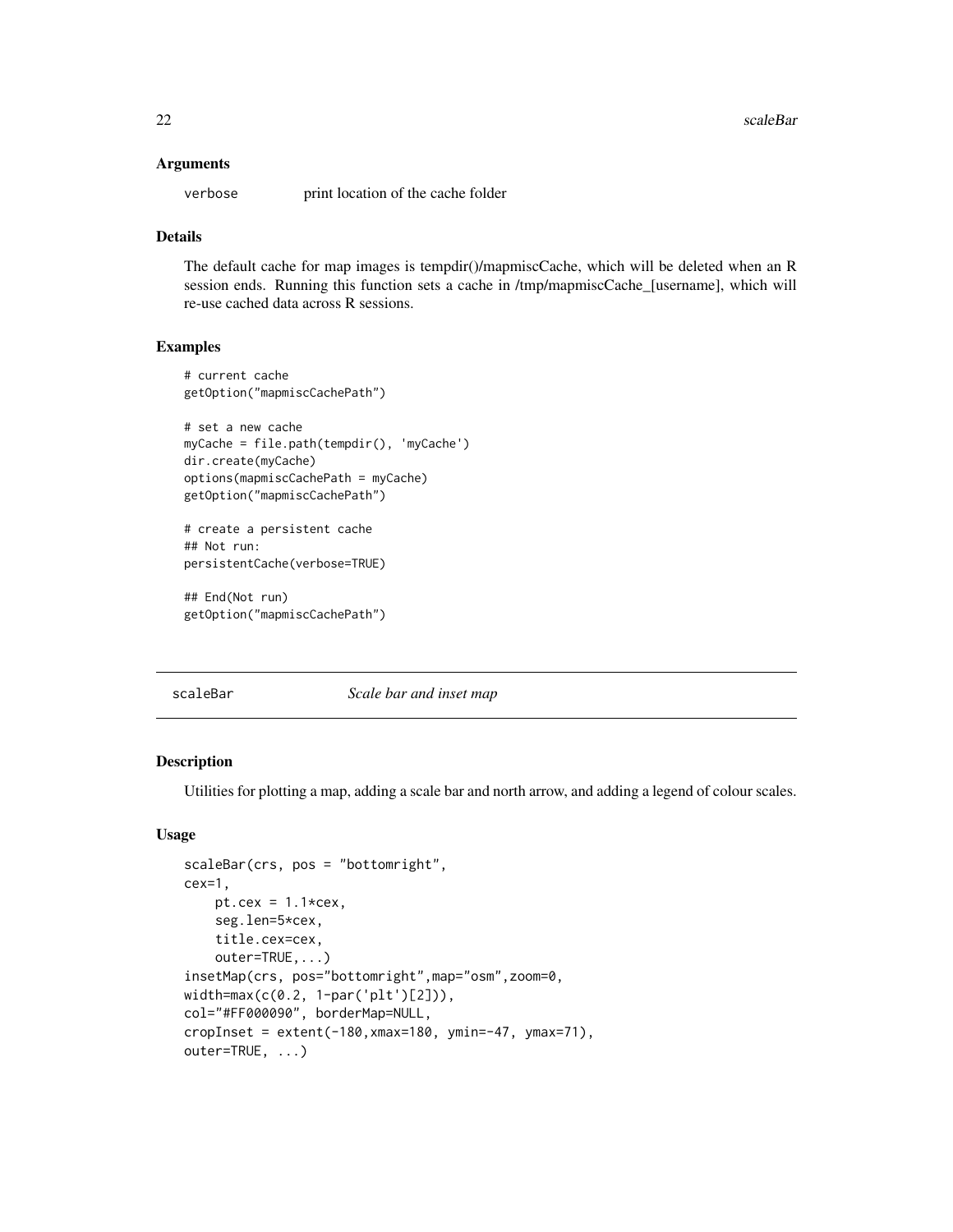## Arguments

`verbose` print location of the cache folder

## Details

The default cache for map images is tempdir()/mapmiscCache, which will be deleted when an R session ends. Running this function sets a cache in /tmp/mapmiscCache_[username], which will re-use cached data across R sessions.

## Examples

```
# current cache
getOption("mapmiscCachePath")

# set a new cache
myCache = file.path(tempdir(), 'myCache')
dir.create(myCache)
options(mapmiscCachePath = myCache)
getOption("mapmiscCachePath")

# create a persistent cache
## Not run:
persistentCache(verbose=TRUE)

## End(Not run)
getOption("mapmiscCachePath")
```

---

# scaleBar *Scale bar and inset map*

## Description

Utilities for plotting a map, adding a scale bar and north arrow, and adding a legend of colour scales.

## Usage

```
scaleBar(crs, pos = "bottomright",
cex=1,
    pt.cex = 1.1*cex,
    seg.len=5*cex,
    title.cex=cex,
    outer=TRUE,...)
insetMap(crs, pos="bottomright",map="osm",zoom=0,
width=max(c(0.2, 1-par('plt')[2])),
col="#FF000090", borderMap=NULL,
cropInset = extent(-180,xmax=180, ymin=-47, ymax=71),
outer=TRUE, ...)
```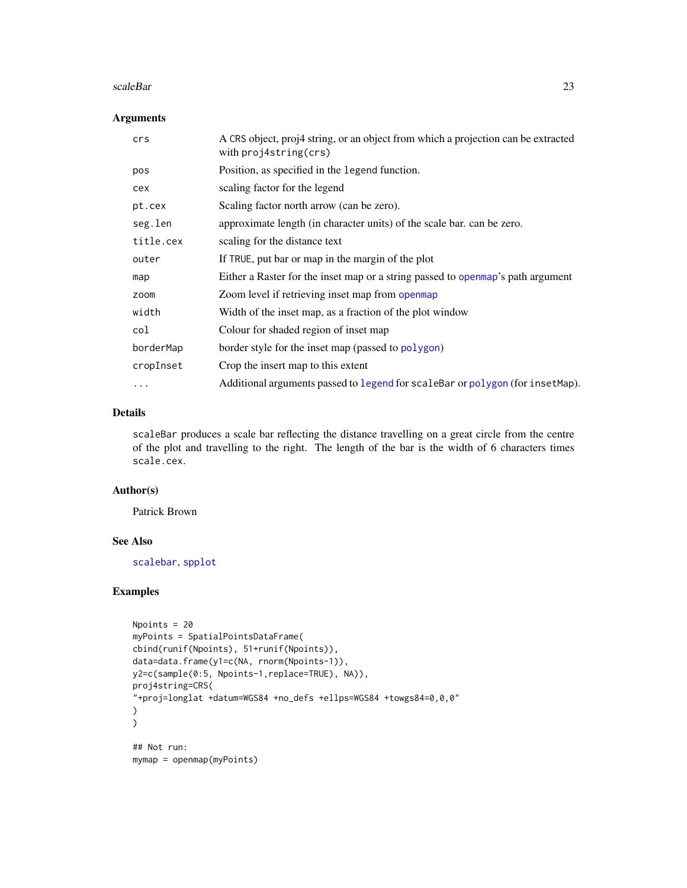## Arguments

| | |
|---|---|
| `crs` | A CRS object, proj4 string, or an object from which a projection can be extracted with `proj4string(crs)` |
| `pos` | Position, as specified in the `legend` function. |
| `cex` | scaling factor for the legend |
| `pt.cex` | Scaling factor north arrow (can be zero). |
| `seg.len` | approximate length (in character units) of the scale bar. can be zero. |
| `title.cex` | scaling for the distance text |
| `outer` | If `TRUE`, put bar or map in the margin of the plot |
| `map` | Either a Raster for the inset map or a string passed to `openmap`'s path argument |
| `zoom` | Zoom level if retrieving inset map from `openmap` |
| `width` | Width of the inset map, as a fraction of the plot window |
| `col` | Colour for shaded region of inset map |
| `borderMap` | border style for the inset map (passed to `polygon`) |
| `cropInset` | Crop the insert map to this extent |
| `...` | Additional arguments passed to `legend` for `scaleBar` or `polygon` (for `insetMap`). |

## Details

`scaleBar` produces a scale bar reflecting the distance travelling on a great circle from the centre of the plot and travelling to the right. The length of the bar is the width of 6 characters times `scale.cex`.

## Author(s)

Patrick Brown

## See Also

`scalebar`, `spplot`

## Examples

```
Npoints = 20
myPoints = SpatialPointsDataFrame(
cbind(runif(Npoints), 51+runif(Npoints)),
data=data.frame(y1=c(NA, rnorm(Npoints-1)),
y2=c(sample(0:5, Npoints-1,replace=TRUE), NA)),
proj4string=CRS(
"+proj=longlat +datum=WGS84 +no_defs +ellps=WGS84 +towgs84=0,0,0"
)
)

## Not run:
mymap = openmap(myPoints)
```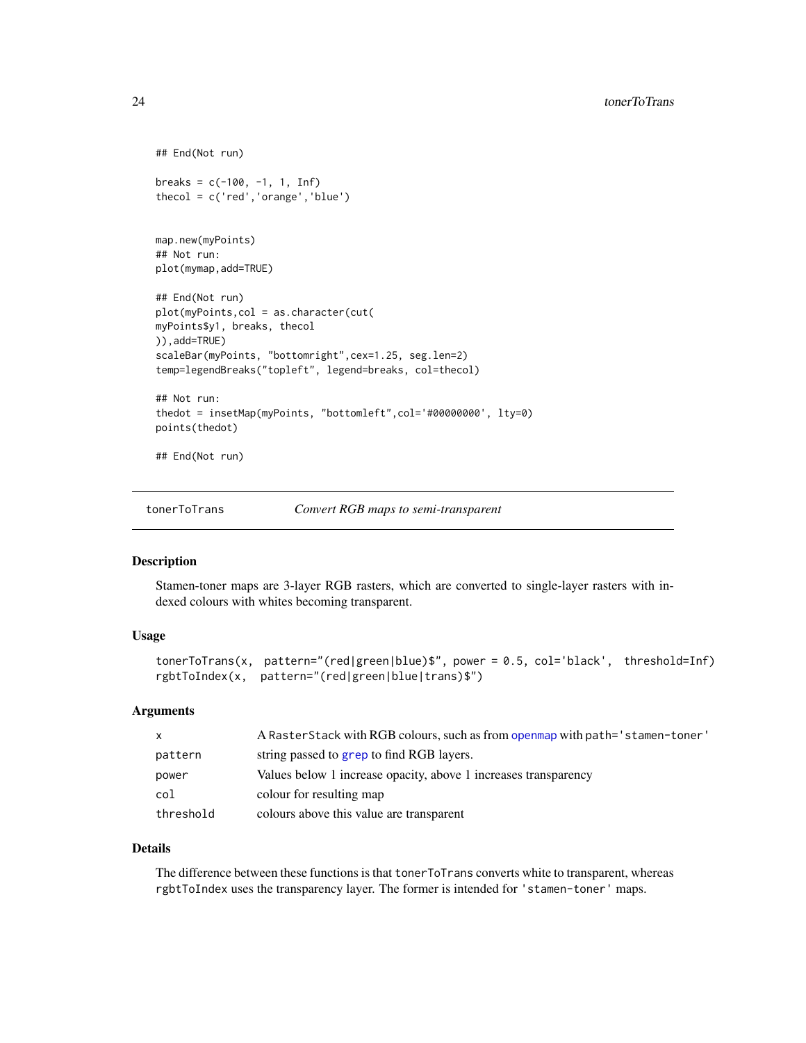```
## End(Not run)

breaks = c(-100, -1, 1, Inf)
thecol = c('red','orange','blue')


map.new(myPoints)
## Not run:
plot(mymap,add=TRUE)

## End(Not run)
plot(myPoints,col = as.character(cut(
myPoints$y1, breaks, thecol
)),add=TRUE)
scaleBar(myPoints, "bottomright",cex=1.25, seg.len=2)
temp=legendBreaks("topleft", legend=breaks, col=thecol)

## Not run:
thedot = insetMap(myPoints, "bottomleft",col='#00000000', lty=0)
points(thedot)

## End(Not run)
```

---

## tonerToTrans    *Convert RGB maps to semi-transparent*

---

### Description

Stamen-toner maps are 3-layer RGB rasters, which are converted to single-layer rasters with indexed colours with whites becoming transparent.

### Usage

```
tonerToTrans(x,  pattern="(red|green|blue)$", power = 0.5, col='black',  threshold=Inf)
rgbtToIndex(x,  pattern="(red|green|blue|trans)$")
```

### Arguments

| | |
|---|---|
| `x` | A `RasterStack` with RGB colours, such as from `openmap` with `path='stamen-toner'` |
| `pattern` | string passed to `grep` to find RGB layers. |
| `power` | Values below 1 increase opacity, above 1 increases transparency |
| `col` | colour for resulting map |
| `threshold` | colours above this value are transparent |

### Details

The difference between these functions is that `tonerToTrans` converts white to transparent, whereas `rgbtToIndex` uses the transparency layer. The former is intended for `'stamen-toner'` maps.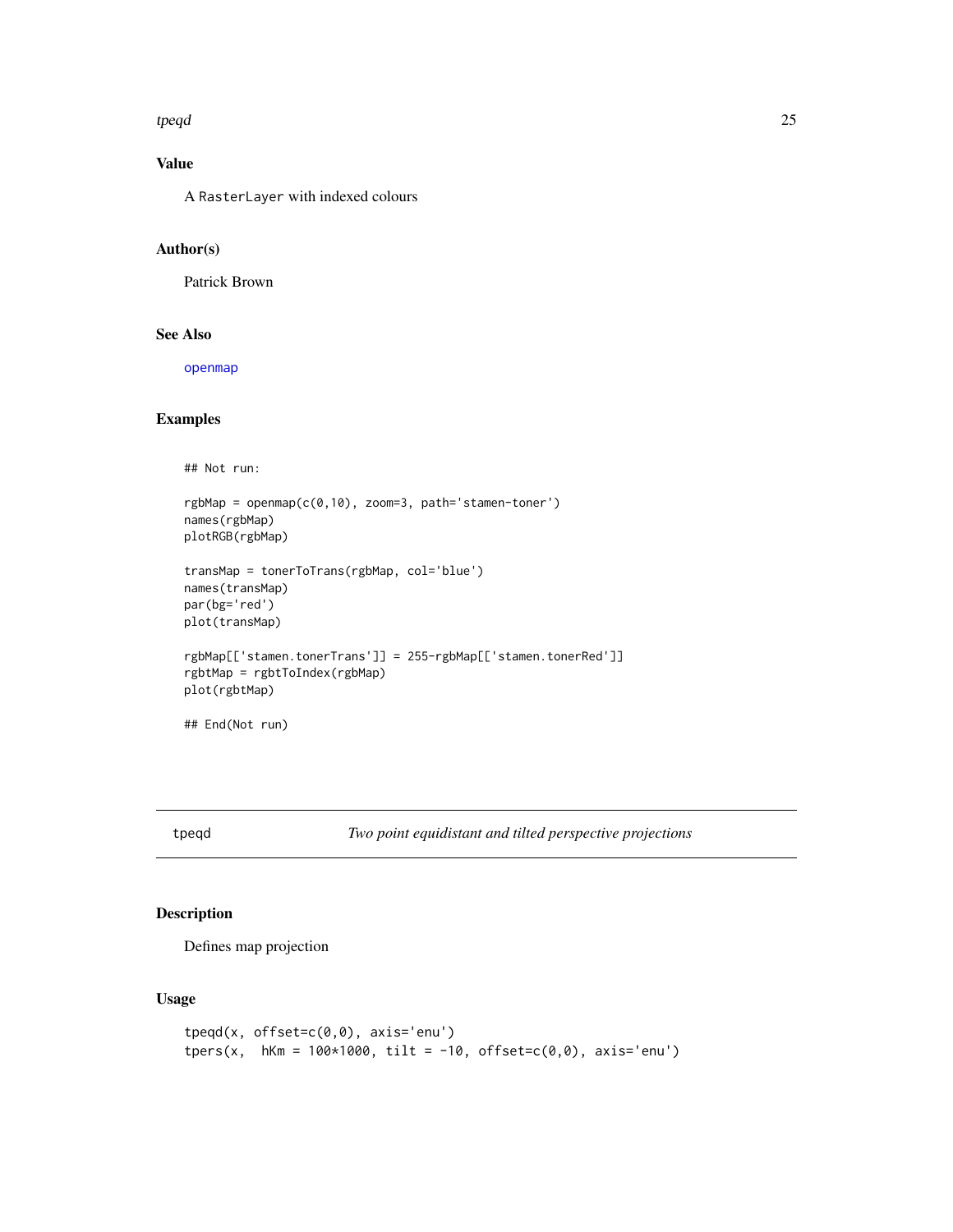## Value

A `RasterLayer` with indexed colours

## Author(s)

Patrick Brown

## See Also

`openmap`

## Examples

```
## Not run:

rgbMap = openmap(c(0,10), zoom=3, path='stamen-toner')
names(rgbMap)
plotRGB(rgbMap)

transMap = tonerToTrans(rgbMap, col='blue')
names(transMap)
par(bg='red')
plot(transMap)

rgbMap[['stamen.tonerTrans']] = 255-rgbMap[['stamen.tonerRed']]
rgbtMap = rgbtToIndex(rgbMap)
plot(rgbtMap)

## End(Not run)
```

---

# tpeqd — *Two point equidistant and tilted perspective projections*

## Description

Defines map projection

## Usage

```
tpeqd(x, offset=c(0,0), axis='enu')
tpers(x,  hKm = 100*1000, tilt = -10, offset=c(0,0), axis='enu')
```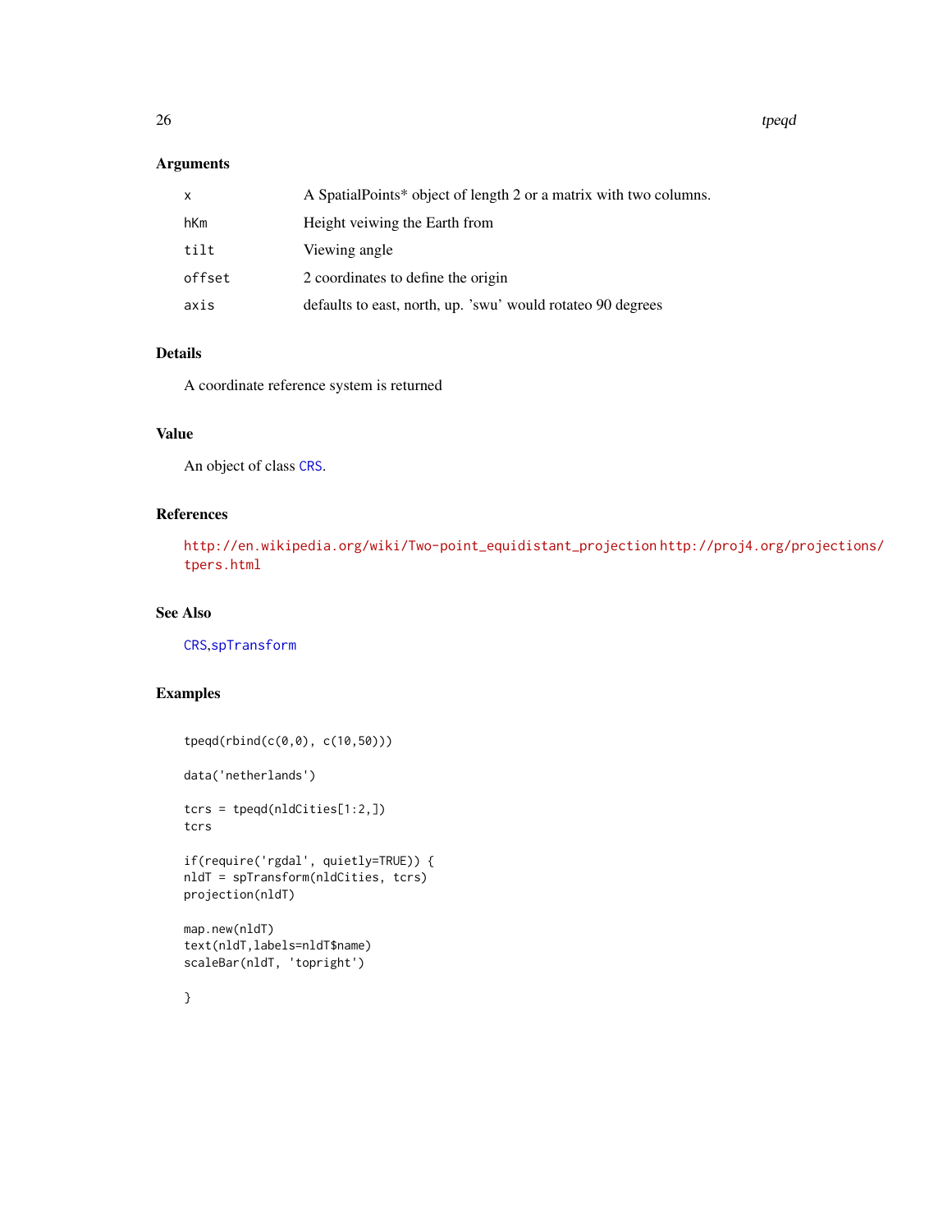### Arguments

| | |
|---|---|
| x | A SpatialPoints* object of length 2 or a matrix with two columns. |
| hKm | Height veiwing the Earth from |
| tilt | Viewing angle |
| offset | 2 coordinates to define the origin |
| axis | defaults to east, north, up. 'swu' would rotateo 90 degrees |

### Details

A coordinate reference system is returned

### Value

An object of class CRS.

### References

http://en.wikipedia.org/wiki/Two-point_equidistant_projection http://proj4.org/projections/tpers.html

### See Also

CRS,spTransform

### Examples

```
tpeqd(rbind(c(0,0), c(10,50)))

data('netherlands')

tcrs = tpeqd(nldCities[1:2,])
tcrs

if(require('rgdal', quietly=TRUE)) {
nldT = spTransform(nldCities, tcrs)
projection(nldT)

map.new(nldT)
text(nldT,labels=nldT$name)
scaleBar(nldT, 'topright')

}
```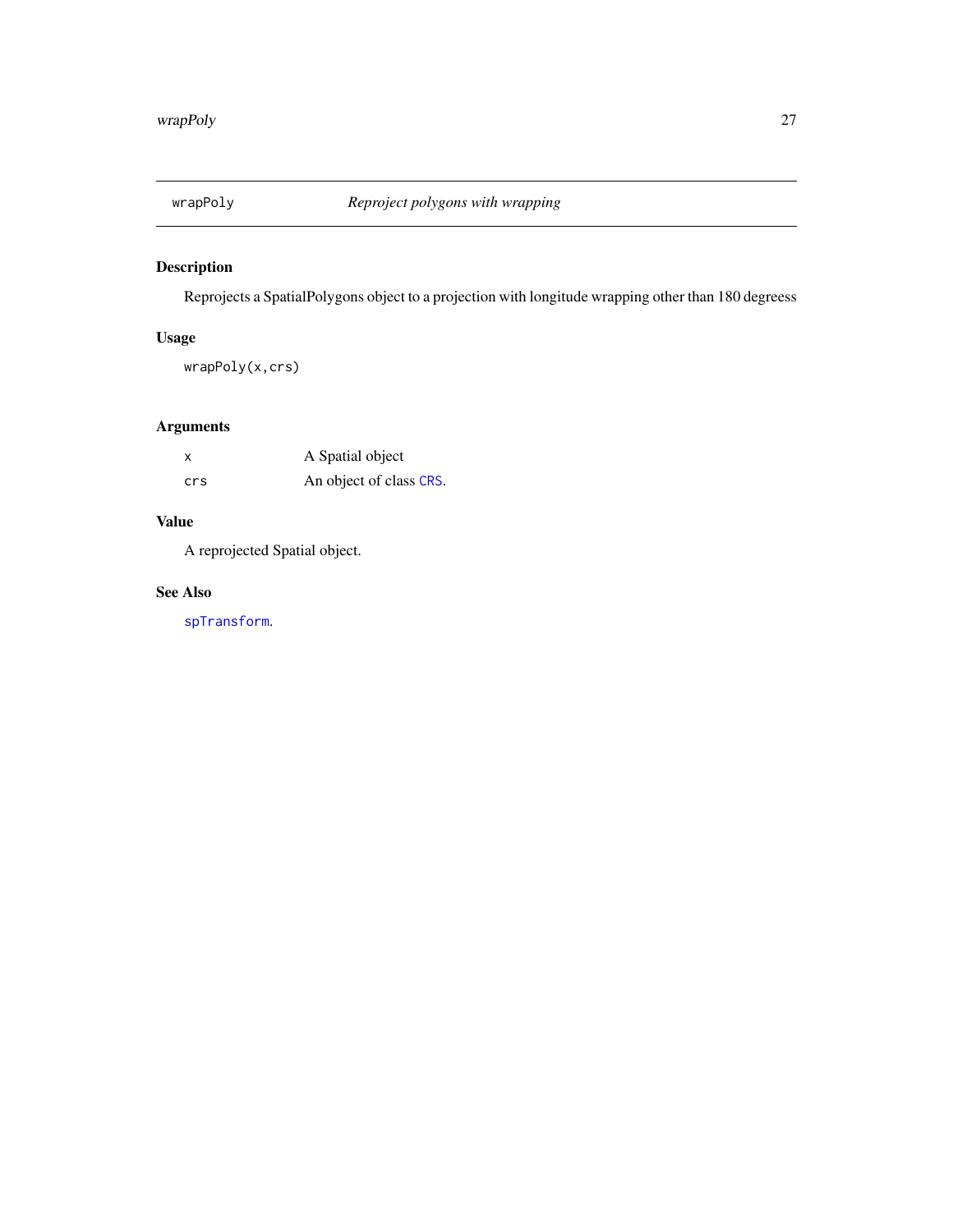## wrapPoly — *Reproject polygons with wrapping*

### Description

Reprojects a SpatialPolygons object to a projection with longitude wrapping other than 180 degreess

### Usage

```
wrapPoly(x,crs)
```

### Arguments

| | |
|---|---|
| `x` | A Spatial object |
| `crs` | An object of class `CRS`. |

### Value

A reprojected Spatial object.

### See Also

`spTransform`.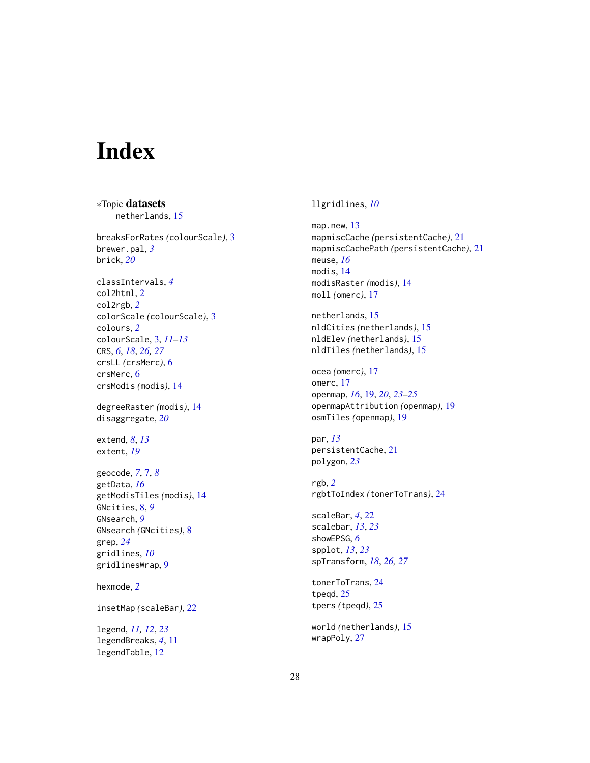# Index

∗Topic **datasets**
netherlands, 15

breaksForRates *(colourScale)*, 3
brewer.pal, *3*
brick, *20*

classIntervals, *4*
col2html, 2
col2rgb, *2*
colorScale *(colourScale)*, 3
colours, *2*
colourScale, 3, *11–13*
CRS, *6*, *18*, *26, 27*
crsLL *(crsMerc)*, 6
crsMerc, 6
crsModis *(modis)*, 14

degreeRaster *(modis)*, 14
disaggregate, *20*

extend, *8*, *13*
extent, *19*

geocode, *7*, 7, *8*
getData, *16*
getModisTiles *(modis)*, 14
GNcities, 8, *9*
GNsearch, *9*
GNsearch *(GNcities)*, 8
grep, *24*
gridlines, *10*
gridlinesWrap, 9

hexmode, *2*

insetMap *(scaleBar)*, 22

legend, *11, 12*, *23*
legendBreaks, *4*, 11
legendTable, 12

llgridlines, *10*

map.new, 13
mapmiscCache *(persistentCache)*, 21
mapmiscCachePath *(persistentCache)*, 21
meuse, *16*
modis, 14
modisRaster *(modis)*, 14
moll *(omerc)*, 17

netherlands, 15
nldCities *(netherlands)*, 15
nldElev *(netherlands)*, 15
nldTiles *(netherlands)*, 15

ocea *(omerc)*, 17
omerc, 17
openmap, *16*, 19, *20*, *23–25*
openmapAttribution *(openmap)*, 19
osmTiles *(openmap)*, 19

par, *13*
persistentCache, 21
polygon, *23*

rgb, *2*
rgbtToIndex *(tonerToTrans)*, 24

scaleBar, *4*, 22
scalebar, *13*, *23*
showEPSG, *6*
spplot, *13*, *23*
spTransform, *18*, *26, 27*

tonerToTrans, 24
tpeqd, 25
tpers *(tpeqd)*, 25

world *(netherlands)*, 15
wrapPoly, 27